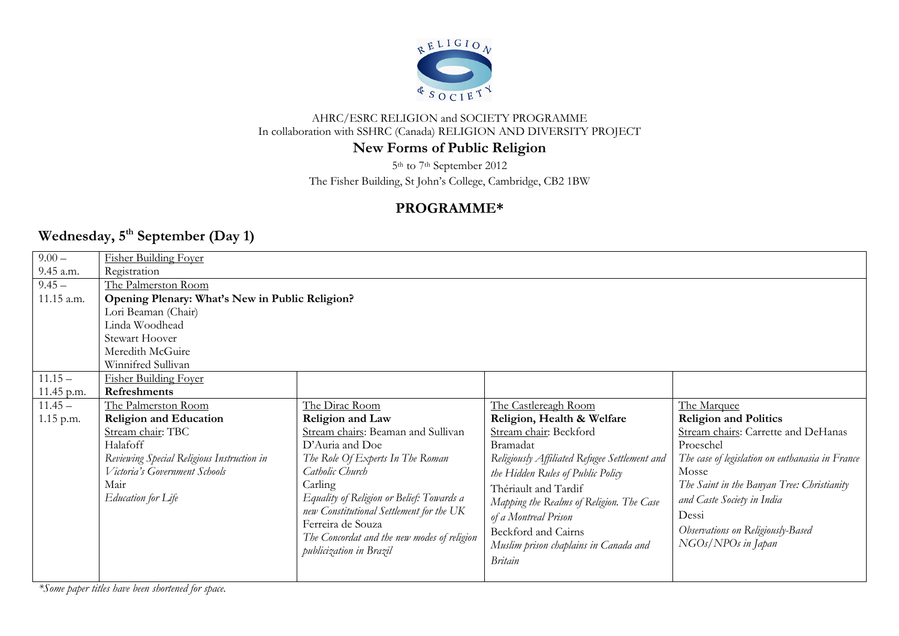AHRC/ESRC RELIGION and SOCIETY PROGRAMME
In collaboration with SSHRC (Canada) RELIGION AND DIVERSITY PROJECT

# New Forms of Public Religion

5th to 7th September 2012

The Fisher Building, St John's College, Cambridge, CB2 1BW

## PROGRAMME*

## Wednesday, 5th September (Day 1)

| Time | | | | |
|---|---|---|---|---|
| 9.00 – 9.45 a.m. | Fisher Building Foyer<br>Registration | | | |
| 9.45 – 11.15 a.m. | The Palmerston Room<br>**Opening Plenary: What's New in Public Religion?**<br>Lori Beaman (Chair)<br>Linda Woodhead<br>Stewart Hoover<br>Meredith McGuire<br>Winnifred Sullivan | | | |
| 11.15 – 11.45 p.m. | Fisher Building Foyer<br>**Refreshments** | | | |
| 11.45 – 1.15 p.m. | The Palmerston Room<br>**Religion and Education**<br>Stream chair: TBC<br>Halafoff<br>*Reviewing Special Religious Instruction in Victoria's Government Schools*<br>Mair<br>*Education for Life* | The Dirac Room<br>**Religion and Law**<br>Stream chairs: Beaman and Sullivan<br>D'Auria and Doe<br>*The Role Of Experts In The Roman Catholic Church*<br>Carling<br>*Equality of Religion or Belief: Towards a new Constitutional Settlement for the UK*<br>Ferreira de Souza<br>*The Concordat and the new modes of religion publicization in Brazil* | The Castlereagh Room<br>**Religion, Health & Welfare**<br>Stream chair: Beckford<br>Bramadat<br>*Religiously Affiliated Refugee Settlement and the Hidden Rules of Public Policy*<br>Thériault and Tardif<br>*Mapping the Realms of Religion. The Case of a Montreal Prison*<br>Beckford and Cairns<br>*Muslim prison chaplains in Canada and Britain* | The Marquee<br>**Religion and Politics**<br>Stream chairs: Carrette and DeHanas<br>Proeschel<br>*The case of legislation on euthanasia in France*<br>Mosse<br>*The Saint in the Banyan Tree: Christianity and Caste Society in India*<br>Dessi<br>*Observations on Religiously-Based NGOs/NPOs in Japan* |

*Some paper titles have been shortened for space.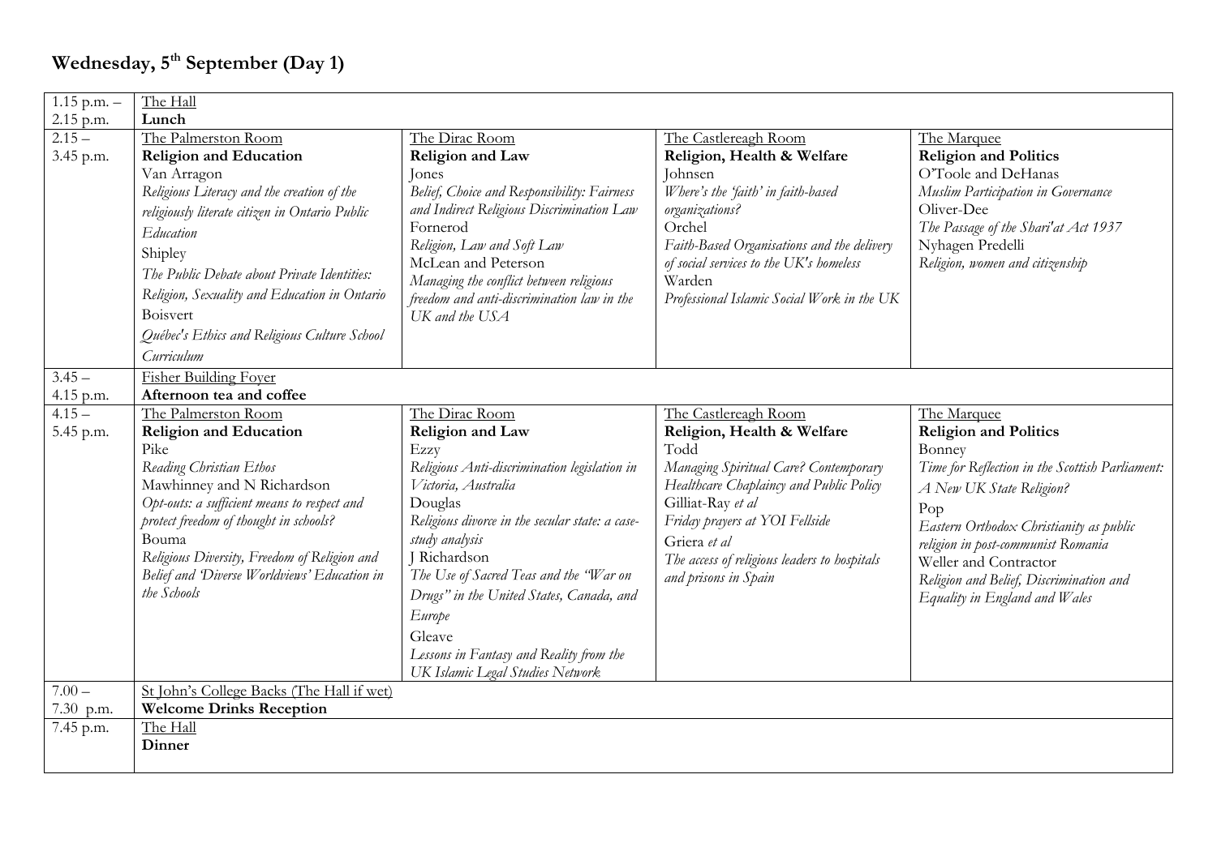## Wednesday, 5th September (Day 1)

| | | | | |
|---|---|---|---|---|
| 1.15 p.m. – 2.15 p.m. | The Hall<br>**Lunch** | | | |
| 2.15 – 3.45 p.m. | The Palmerston Room<br>**Religion and Education**<br>Van Arragon<br>*Religious Literacy and the creation of the religiously literate citizen in Ontario Public Education*<br>Shipley<br>*The Public Debate about Private Identities: Religion, Sexuality and Education in Ontario*<br>Boisvert<br>*Québec's Ethics and Religious Culture School Curriculum* | The Dirac Room<br>**Religion and Law**<br>Jones<br>*Belief, Choice and Responsibility: Fairness and Indirect Religious Discrimination Law*<br>Fornerod<br>*Religion, Law and Soft Law*<br>McLean and Peterson<br>*Managing the conflict between religious freedom and anti-discrimination law in the UK and the USA* | The Castlereagh Room<br>**Religion, Health & Welfare**<br>Johnsen<br>*Where's the 'faith' in faith-based organizations?*<br>Orchel<br>*Faith-Based Organisations and the delivery of social services to the UK's homeless*<br>Warden<br>*Professional Islamic Social Work in the UK* | The Marquee<br>**Religion and Politics**<br>O'Toole and DeHanas<br>*Muslim Participation in Governance*<br>Oliver-Dee<br>*The Passage of the Shari'at Act 1937*<br>Nyhagen Predelli<br>*Religion, women and citizenship* |
| 3.45 – 4.15 p.m. | Fisher Building Foyer<br>**Afternoon tea and coffee** | | | |
| 4.15 – 5.45 p.m. | The Palmerston Room<br>**Religion and Education**<br>Pike<br>*Reading Christian Ethos*<br>Mawhinney and N Richardson<br>*Opt-outs: a sufficient means to respect and protect freedom of thought in schools?*<br>Bouma<br>*Religious Diversity, Freedom of Religion and Belief and 'Diverse Worldviews' Education in the Schools* | The Dirac Room<br>**Religion and Law**<br>Ezzy<br>*Religious Anti-discrimination legislation in Victoria, Australia*<br>Douglas<br>*Religious divorce in the secular state: a case-study analysis*<br>J Richardson<br>*The Use of Sacred Teas and the "War on Drugs" in the United States, Canada, and Europe*<br>Gleave<br>*Lessons in Fantasy and Reality from the UK Islamic Legal Studies Network* | The Castlereagh Room<br>**Religion, Health & Welfare**<br>Todd<br>*Managing Spiritual Care? Contemporary Healthcare Chaplaincy and Public Policy*<br>Gilliat-Ray *et al*<br>*Friday prayers at YOI Fellside*<br>Griera *et al*<br>*The access of religious leaders to hospitals and prisons in Spain* | The Marquee<br>**Religion and Politics**<br>Bonney<br>*Time for Reflection in the Scottish Parliament: A New UK State Religion?*<br>Pop<br>*Eastern Orthodox Christianity as public religion in post-communist Romania*<br>Weller and Contractor<br>*Religion and Belief, Discrimination and Equality in England and Wales* |
| 7.00 – 7.30 p.m. | St John's College Backs (The Hall if wet)<br>**Welcome Drinks Reception** | | | |
| 7.45 p.m. | The Hall<br>**Dinner** | | | |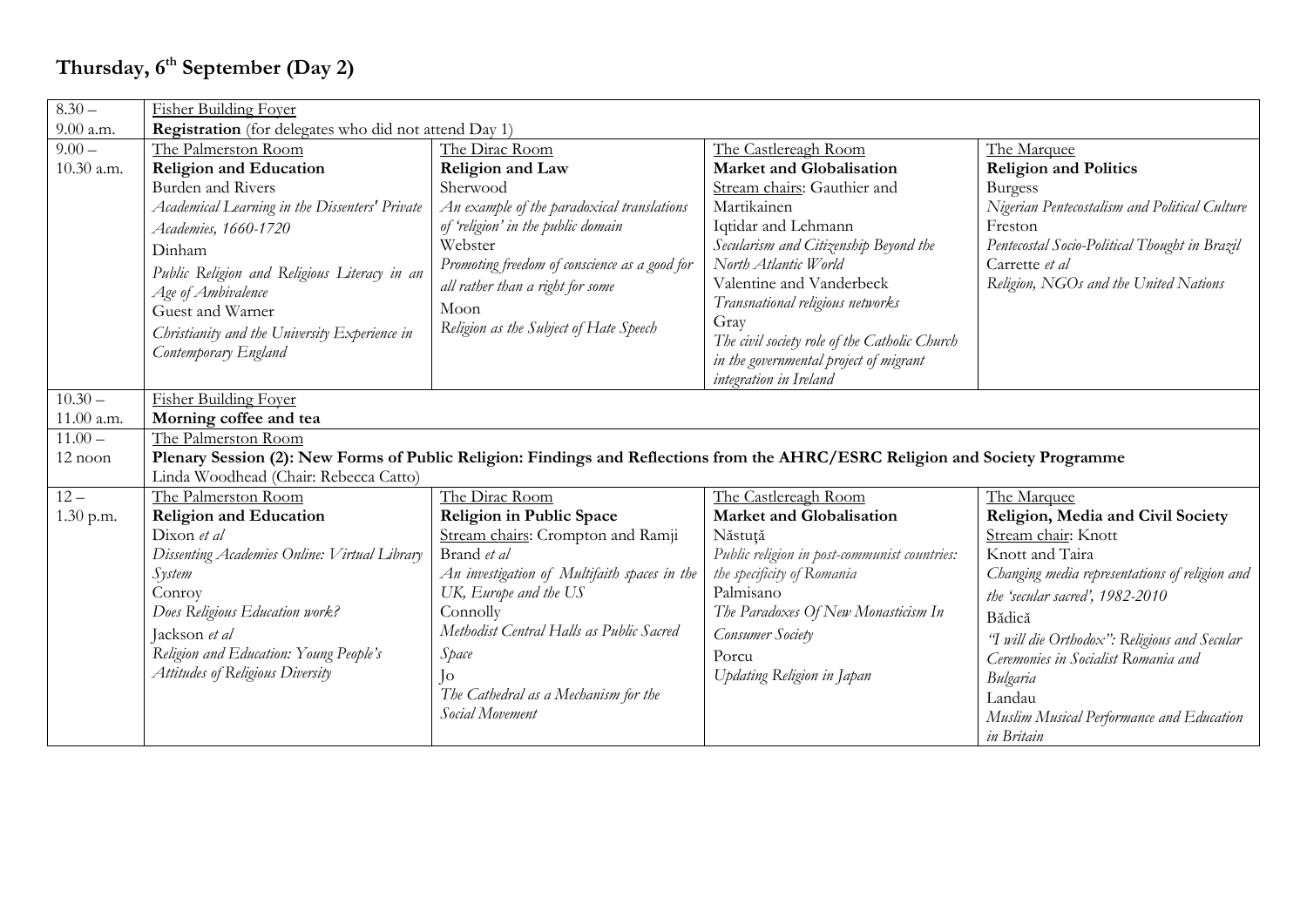# Thursday, 6th September (Day 2)

| | | | | |
|---|---|---|---|---|
| 8.30 – 9.00 a.m. | Fisher Building Foyer<br>**Registration** (for delegates who did not attend Day 1) | | | |
| 9.00 – 10.30 a.m. | The Palmerston Room<br>**Religion and Education**<br>Burden and Rivers<br>*Academical Learning in the Dissenters' Private Academies, 1660-1720*<br>Dinham<br>*Public Religion and Religious Literacy in an Age of Ambivalence*<br>Guest and Warner<br>*Christianity and the University Experience in Contemporary England* | The Dirac Room<br>**Religion and Law**<br>Sherwood<br>*An example of the paradoxical translations of 'religion' in the public domain*<br>Webster<br>*Promoting freedom of conscience as a good for all rather than a right for some*<br>Moon<br>*Religion as the Subject of Hate Speech* | The Castlereagh Room<br>**Market and Globalisation**<br>Stream chairs: Gauthier and Martikainen<br>Iqtidar and Lehmann<br>*Secularism and Citizenship Beyond the North Atlantic World*<br>Valentine and Vanderbeck<br>*Transnational religious networks*<br>Gray<br>*The civil society role of the Catholic Church in the governmental project of migrant integration in Ireland* | The Marquee<br>**Religion and Politics**<br>Burgess<br>*Nigerian Pentecostalism and Political Culture*<br>Freston<br>*Pentecostal Socio-Political Thought in Brazil*<br>Carrette *et al*<br>*Religion, NGOs and the United Nations* |
| 10.30 – 11.00 a.m. | Fisher Building Foyer<br>**Morning coffee and tea** | | | |
| 11.00 – 12 noon | The Palmerston Room<br>**Plenary Session (2): New Forms of Public Religion: Findings and Reflections from the AHRC/ESRC Religion and Society Programme**<br>Linda Woodhead (Chair: Rebecca Catto) | | | |
| 12 – 1.30 p.m. | The Palmerston Room<br>**Religion and Education**<br>Dixon *et al*<br>*Dissenting Academies Online: Virtual Library System*<br>Conroy<br>*Does Religious Education work?*<br>Jackson *et al*<br>*Religion and Education: Young People's Attitudes of Religious Diversity* | The Dirac Room<br>**Religion in Public Space**<br>Stream chairs: Crompton and Ramji<br>Brand *et al*<br>*An investigation of Multifaith spaces in the UK, Europe and the US*<br>Connolly<br>*Methodist Central Halls as Public Sacred Space*<br>Jo<br>*The Cathedral as a Mechanism for the Social Movement* | The Castlereagh Room<br>**Market and Globalisation**<br>Năstuţă<br>*Public religion in post-communist countries: the specificity of Romania*<br>Palmisano<br>*The Paradoxes Of New Monasticism In Consumer Society*<br>Porcu<br>*Updating Religion in Japan* | The Marquee<br>**Religion, Media and Civil Society**<br>Stream chair: Knott<br>Knott and Taira<br>*Changing media representations of religion and the 'secular sacred', 1982-2010*<br>Bădică<br>*"I will die Orthodox": Religious and Secular Ceremonies in Socialist Romania and Bulgaria*<br>Landau<br>*Muslim Musical Performance and Education in Britain* |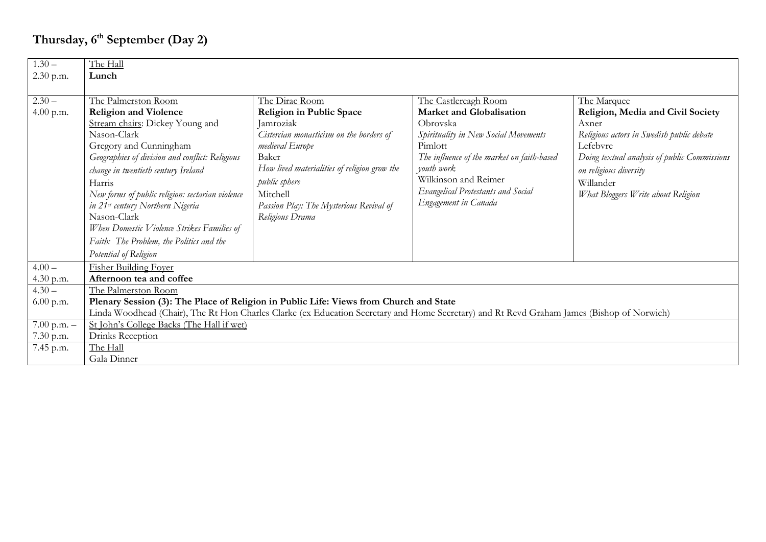## Thursday, 6th September (Day 2)

| | | | | |
|---|---|---|---|---|
| 1.30 – 2.30 p.m. | The Hall<br>**Lunch** | | | |
| 2.30 – 4.00 p.m. | The Palmerston Room<br>**Religion and Violence**<br>Stream chairs: Dickey Young and Nason-Clark<br>Gregory and Cunningham<br>*Geographies of division and conflict: Religious change in twentieth century Ireland*<br>Harris<br>*New forms of public religion: sectarian violence in 21st century Northern Nigeria*<br>Nason-Clark<br>*When Domestic Violence Strikes Families of Faith: The Problem, the Politics and the Potential of Religion* | The Dirac Room<br>**Religion in Public Space**<br>Jamroziak<br>*Cistercian monasticism on the borders of medieval Europe*<br>Baker<br>*How lived materialities of religion grow the public sphere*<br>Mitchell<br>*Passion Play: The Mysterious Revival of Religious Drama* | The Castlereagh Room<br>**Market and Globalisation**<br>Obrovska<br>*Spirituality in New Social Movements*<br>Pimlott<br>*The influence of the market on faith-based youth work*<br>Wilkinson and Reimer<br>*Evangelical Protestants and Social Engagement in Canada* | The Marquee<br>**Religion, Media and Civil Society**<br>Axner<br>*Religious actors in Swedish public debate*<br>Lefebvre<br>*Doing textual analysis of public Commissions on religious diversity*<br>Willander<br>*What Bloggers Write about Religion* |
| 4.00 – 4.30 p.m. | Fisher Building Foyer<br>**Afternoon tea and coffee** | | | |
| 4.30 – 6.00 p.m. | The Palmerston Room<br>**Plenary Session (3): The Place of Religion in Public Life: Views from Church and State**<br>Linda Woodhead (Chair), The Rt Hon Charles Clarke (ex Education Secretary and Home Secretary) and Rt Revd Graham James (Bishop of Norwich) | | | |
| 7.00 p.m. – 7.30 p.m. | St John's College Backs (The Hall if wet)<br>Drinks Reception | | | |
| 7.45 p.m. | The Hall<br>Gala Dinner | | | |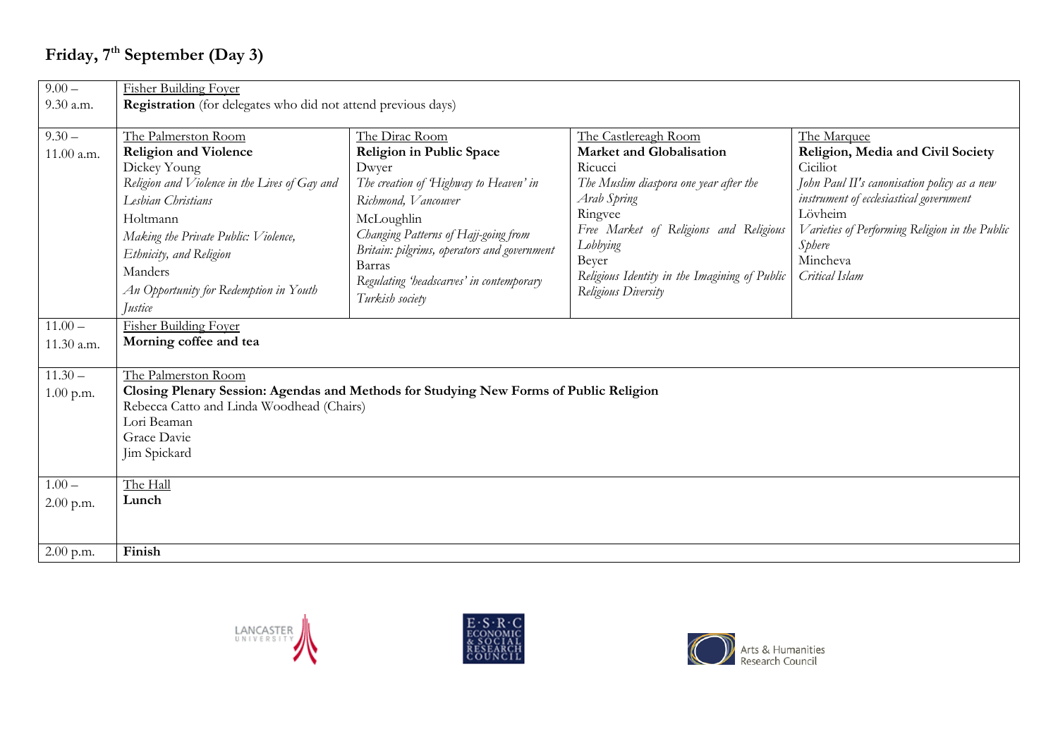# Friday, 7th September (Day 3)

| Time | | | | |
|---|---|---|---|---|
| 9.00 – 9.30 a.m. | Fisher Building Foyer<br>**Registration** (for delegates who did not attend previous days) | | | |
| 9.30 – 11.00 a.m. | The Palmerston Room<br>**Religion and Violence**<br>Dickey Young<br>*Religion and Violence in the Lives of Gay and Lesbian Christians*<br>Holtmann<br>*Making the Private Public: Violence, Ethnicity, and Religion*<br>Manders<br>*An Opportunity for Redemption in Youth Justice* | The Dirac Room<br>**Religion in Public Space**<br>Dwyer<br>*The creation of 'Highway to Heaven' in Richmond, Vancouver*<br>McLoughlin<br>*Changing Patterns of Hajj-going from Britain: pilgrims, operators and government*<br>Barras<br>*Regulating 'headscarves' in contemporary Turkish society* | The Castlereagh Room<br>**Market and Globalisation**<br>Ricucci<br>*The Muslim diaspora one year after the Arab Spring*<br>Ringvee<br>*Free Market of Religions and Religious Lobbying*<br>Beyer<br>*Religious Identity in the Imagining of Public Religious Diversity* | The Marquee<br>**Religion, Media and Civil Society**<br>Ciciliot<br>*John Paul II's canonisation policy as a new instrument of ecclesiastical government*<br>Lövheim<br>*Varieties of Performing Religion in the Public Sphere*<br>Mincheva<br>*Critical Islam* |
| 11.00 – 11.30 a.m. | Fisher Building Foyer<br>**Morning coffee and tea** | | | |
| 11.30 – 1.00 p.m. | The Palmerston Room<br>**Closing Plenary Session: Agendas and Methods for Studying New Forms of Public Religion**<br>Rebecca Catto and Linda Woodhead (Chairs)<br>Lori Beaman<br>Grace Davie<br>Jim Spickard | | | |
| 1.00 – 2.00 p.m. | The Hall<br>**Lunch** | | | |
| 2.00 p.m. | **Finish** | | | |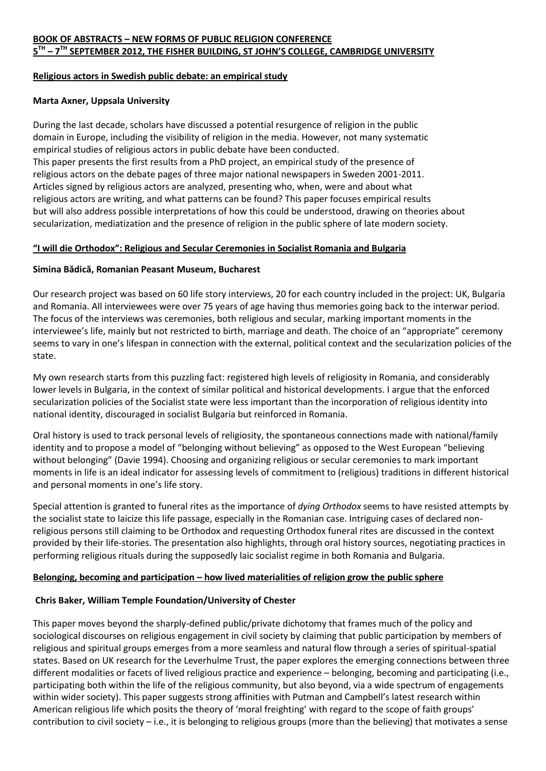**BOOK OF ABSTRACTS – NEW FORMS OF PUBLIC RELIGION CONFERENCE**
**5TH – 7TH SEPTEMBER 2012, THE FISHER BUILDING, ST JOHN'S COLLEGE, CAMBRIDGE UNIVERSITY**

## Religious actors in Swedish public debate: an empirical study

**Marta Axner, Uppsala University**

During the last decade, scholars have discussed a potential resurgence of religion in the public domain in Europe, including the visibility of religion in the media. However, not many systematic empirical studies of religious actors in public debate have been conducted.
This paper presents the first results from a PhD project, an empirical study of the presence of religious actors on the debate pages of three major national newspapers in Sweden 2001-2011. Articles signed by religious actors are analyzed, presenting who, when, were and about what religious actors are writing, and what patterns can be found? This paper focuses empirical results but will also address possible interpretations of how this could be understood, drawing on theories about secularization, mediatization and the presence of religion in the public sphere of late modern society.

## "I will die Orthodox": Religious and Secular Ceremonies in Socialist Romania and Bulgaria

**Simina Bădică, Romanian Peasant Museum, Bucharest**

Our research project was based on 60 life story interviews, 20 for each country included in the project: UK, Bulgaria and Romania. All interviewees were over 75 years of age having thus memories going back to the interwar period. The focus of the interviews was ceremonies, both religious and secular, marking important moments in the interviewee's life, mainly but not restricted to birth, marriage and death. The choice of an "appropriate" ceremony seems to vary in one's lifespan in connection with the external, political context and the secularization policies of the state.

My own research starts from this puzzling fact: registered high levels of religiosity in Romania, and considerably lower levels in Bulgaria, in the context of similar political and historical developments. I argue that the enforced secularization policies of the Socialist state were less important than the incorporation of religious identity into national identity, discouraged in socialist Bulgaria but reinforced in Romania.

Oral history is used to track personal levels of religiosity, the spontaneous connections made with national/family identity and to propose a model of "belonging without believing" as opposed to the West European "believing without belonging" (Davie 1994). Choosing and organizing religious or secular ceremonies to mark important moments in life is an ideal indicator for assessing levels of commitment to (religious) traditions in different historical and personal moments in one's life story.

Special attention is granted to funeral rites as the importance of *dying Orthodox* seems to have resisted attempts by the socialist state to laicize this life passage, especially in the Romanian case. Intriguing cases of declared non-religious persons still claiming to be Orthodox and requesting Orthodox funeral rites are discussed in the context provided by their life-stories. The presentation also highlights, through oral history sources, negotiating practices in performing religious rituals during the supposedly laic socialist regime in both Romania and Bulgaria.

## Belonging, becoming and participation – how lived materialities of religion grow the public sphere

**Chris Baker, William Temple Foundation/University of Chester**

This paper moves beyond the sharply-defined public/private dichotomy that frames much of the policy and sociological discourses on religious engagement in civil society by claiming that public participation by members of religious and spiritual groups emerges from a more seamless and natural flow through a series of spiritual-spatial states. Based on UK research for the Leverhulme Trust, the paper explores the emerging connections between three different modalities or facets of lived religious practice and experience – belonging, becoming and participating (i.e., participating both within the life of the religious community, but also beyond, via a wide spectrum of engagements within wider society). This paper suggests strong affinities with Putman and Campbell's latest research within American religious life which posits the theory of 'moral freighting' with regard to the scope of faith groups' contribution to civil society – i.e., it is belonging to religious groups (more than the believing) that motivates a sense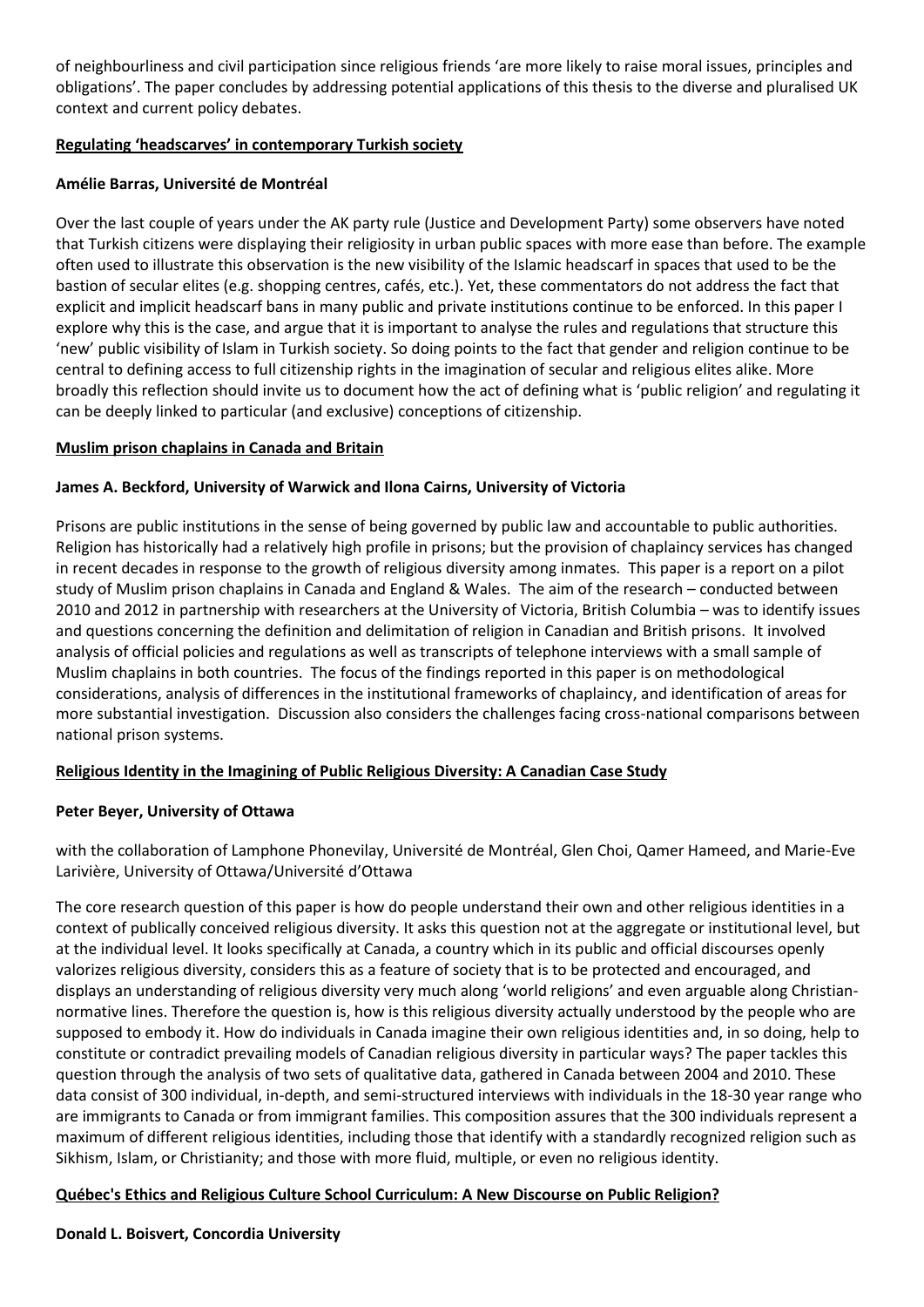of neighbourliness and civil participation since religious friends 'are more likely to raise moral issues, principles and obligations'. The paper concludes by addressing potential applications of this thesis to the diverse and pluralised UK context and current policy debates.

**Regulating 'headscarves' in contemporary Turkish society**

**Amélie Barras, Université de Montréal**

Over the last couple of years under the AK party rule (Justice and Development Party) some observers have noted that Turkish citizens were displaying their religiosity in urban public spaces with more ease than before. The example often used to illustrate this observation is the new visibility of the Islamic headscarf in spaces that used to be the bastion of secular elites (e.g. shopping centres, cafés, etc.). Yet, these commentators do not address the fact that explicit and implicit headscarf bans in many public and private institutions continue to be enforced. In this paper I explore why this is the case, and argue that it is important to analyse the rules and regulations that structure this 'new' public visibility of Islam in Turkish society. So doing points to the fact that gender and religion continue to be central to defining access to full citizenship rights in the imagination of secular and religious elites alike. More broadly this reflection should invite us to document how the act of defining what is 'public religion' and regulating it can be deeply linked to particular (and exclusive) conceptions of citizenship.

**Muslim prison chaplains in Canada and Britain**

**James A. Beckford, University of Warwick and Ilona Cairns, University of Victoria**

Prisons are public institutions in the sense of being governed by public law and accountable to public authorities. Religion has historically had a relatively high profile in prisons; but the provision of chaplaincy services has changed in recent decades in response to the growth of religious diversity among inmates. This paper is a report on a pilot study of Muslim prison chaplains in Canada and England & Wales. The aim of the research – conducted between 2010 and 2012 in partnership with researchers at the University of Victoria, British Columbia – was to identify issues and questions concerning the definition and delimitation of religion in Canadian and British prisons. It involved analysis of official policies and regulations as well as transcripts of telephone interviews with a small sample of Muslim chaplains in both countries. The focus of the findings reported in this paper is on methodological considerations, analysis of differences in the institutional frameworks of chaplaincy, and identification of areas for more substantial investigation. Discussion also considers the challenges facing cross-national comparisons between national prison systems.

**Religious Identity in the Imagining of Public Religious Diversity: A Canadian Case Study**

**Peter Beyer, University of Ottawa**

with the collaboration of Lamphone Phonevilay, Université de Montréal, Glen Choi, Qamer Hameed, and Marie-Eve Larivière, University of Ottawa/Université d'Ottawa

The core research question of this paper is how do people understand their own and other religious identities in a context of publically conceived religious diversity. It asks this question not at the aggregate or institutional level, but at the individual level. It looks specifically at Canada, a country which in its public and official discourses openly valorizes religious diversity, considers this as a feature of society that is to be protected and encouraged, and displays an understanding of religious diversity very much along 'world religions' and even arguable along Christian-normative lines. Therefore the question is, how is this religious diversity actually understood by the people who are supposed to embody it. How do individuals in Canada imagine their own religious identities and, in so doing, help to constitute or contradict prevailing models of Canadian religious diversity in particular ways? The paper tackles this question through the analysis of two sets of qualitative data, gathered in Canada between 2004 and 2010. These data consist of 300 individual, in-depth, and semi-structured interviews with individuals in the 18-30 year range who are immigrants to Canada or from immigrant families. This composition assures that the 300 individuals represent a maximum of different religious identities, including those that identify with a standardly recognized religion such as Sikhism, Islam, or Christianity; and those with more fluid, multiple, or even no religious identity.

**Québec's Ethics and Religious Culture School Curriculum: A New Discourse on Public Religion?**

**Donald L. Boisvert, Concordia University**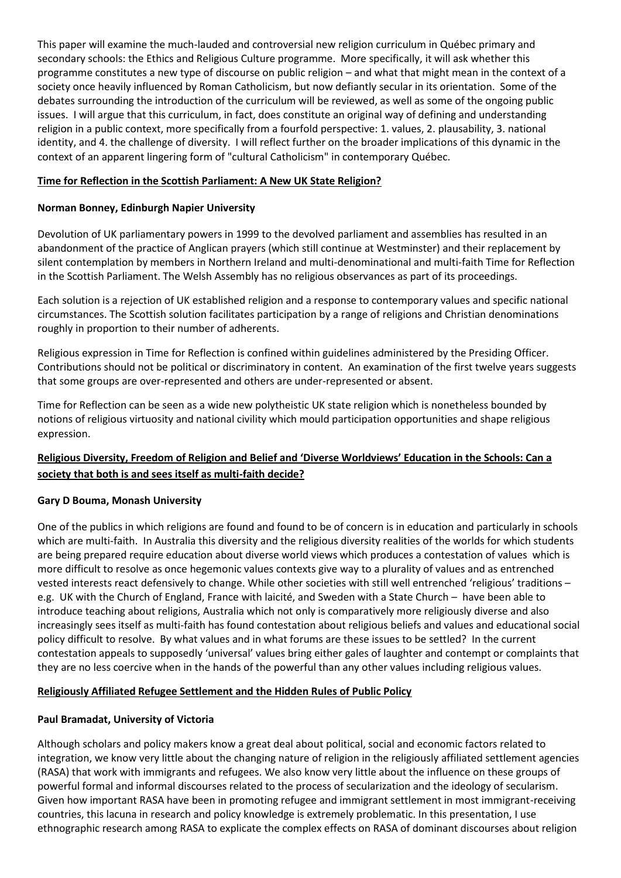This paper will examine the much-lauded and controversial new religion curriculum in Québec primary and secondary schools: the Ethics and Religious Culture programme. More specifically, it will ask whether this programme constitutes a new type of discourse on public religion – and what that might mean in the context of a society once heavily influenced by Roman Catholicism, but now defiantly secular in its orientation. Some of the debates surrounding the introduction of the curriculum will be reviewed, as well as some of the ongoing public issues. I will argue that this curriculum, in fact, does constitute an original way of defining and understanding religion in a public context, more specifically from a fourfold perspective: 1. values, 2. plausability, 3. national identity, and 4. the challenge of diversity. I will reflect further on the broader implications of this dynamic in the context of an apparent lingering form of "cultural Catholicism" in contemporary Québec.

**Time for Reflection in the Scottish Parliament: A New UK State Religion?**

**Norman Bonney, Edinburgh Napier University**

Devolution of UK parliamentary powers in 1999 to the devolved parliament and assemblies has resulted in an abandonment of the practice of Anglican prayers (which still continue at Westminster) and their replacement by silent contemplation by members in Northern Ireland and multi-denominational and multi-faith Time for Reflection in the Scottish Parliament. The Welsh Assembly has no religious observances as part of its proceedings.

Each solution is a rejection of UK established religion and a response to contemporary values and specific national circumstances. The Scottish solution facilitates participation by a range of religions and Christian denominations roughly in proportion to their number of adherents.

Religious expression in Time for Reflection is confined within guidelines administered by the Presiding Officer. Contributions should not be political or discriminatory in content. An examination of the first twelve years suggests that some groups are over-represented and others are under-represented or absent.

Time for Reflection can be seen as a wide new polytheistic UK state religion which is nonetheless bounded by notions of religious virtuosity and national civility which mould participation opportunities and shape religious expression.

**Religious Diversity, Freedom of Religion and Belief and 'Diverse Worldviews' Education in the Schools: Can a society that both is and sees itself as multi-faith decide?**

**Gary D Bouma, Monash University**

One of the publics in which religions are found and found to be of concern is in education and particularly in schools which are multi-faith. In Australia this diversity and the religious diversity realities of the worlds for which students are being prepared require education about diverse world views which produces a contestation of values which is more difficult to resolve as once hegemonic values contexts give way to a plurality of values and as entrenched vested interests react defensively to change. While other societies with still well entrenched 'religious' traditions – e.g. UK with the Church of England, France with laicité, and Sweden with a State Church – have been able to introduce teaching about religions, Australia which not only is comparatively more religiously diverse and also increasingly sees itself as multi-faith has found contestation about religious beliefs and values and educational social policy difficult to resolve. By what values and in what forums are these issues to be settled? In the current contestation appeals to supposedly 'universal' values bring either gales of laughter and contempt or complaints that they are no less coercive when in the hands of the powerful than any other values including religious values.

**Religiously Affiliated Refugee Settlement and the Hidden Rules of Public Policy**

**Paul Bramadat, University of Victoria**

Although scholars and policy makers know a great deal about political, social and economic factors related to integration, we know very little about the changing nature of religion in the religiously affiliated settlement agencies (RASA) that work with immigrants and refugees. We also know very little about the influence on these groups of powerful formal and informal discourses related to the process of secularization and the ideology of secularism. Given how important RASA have been in promoting refugee and immigrant settlement in most immigrant-receiving countries, this lacuna in research and policy knowledge is extremely problematic. In this presentation, I use ethnographic research among RASA to explicate the complex effects on RASA of dominant discourses about religion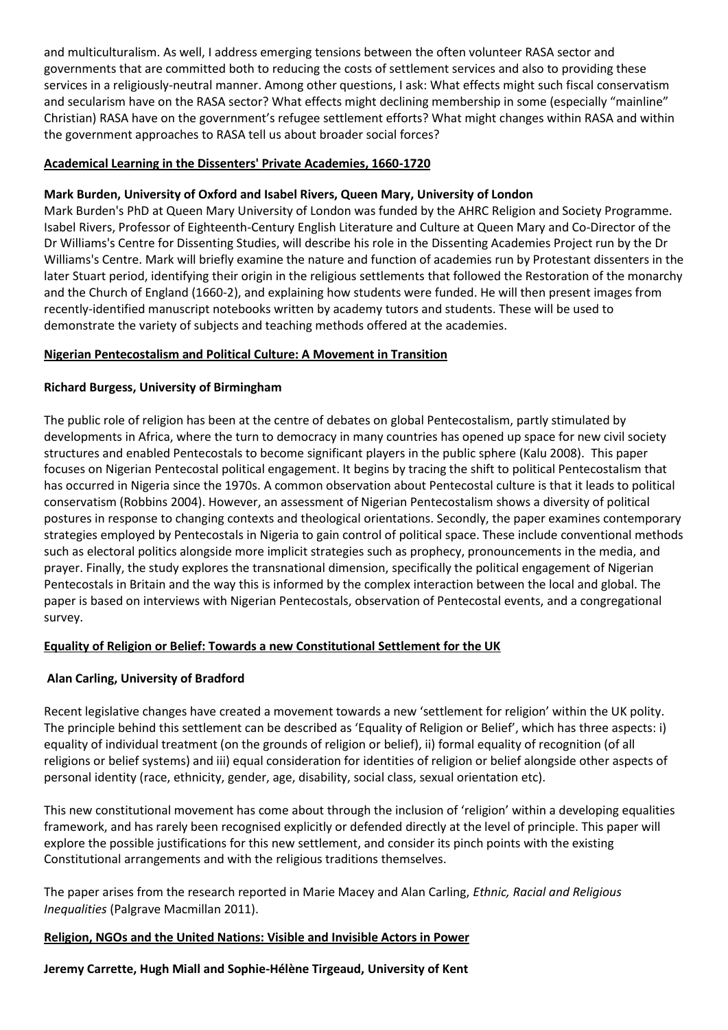and multiculturalism. As well, I address emerging tensions between the often volunteer RASA sector and governments that are committed both to reducing the costs of settlement services and also to providing these services in a religiously-neutral manner. Among other questions, I ask: What effects might such fiscal conservatism and secularism have on the RASA sector? What effects might declining membership in some (especially "mainline" Christian) RASA have on the government's refugee settlement efforts? What might changes within RASA and within the government approaches to RASA tell us about broader social forces?

## Academical Learning in the Dissenters' Private Academies, 1660-1720

**Mark Burden, University of Oxford and Isabel Rivers, Queen Mary, University of London**

Mark Burden's PhD at Queen Mary University of London was funded by the AHRC Religion and Society Programme. Isabel Rivers, Professor of Eighteenth-Century English Literature and Culture at Queen Mary and Co-Director of the Dr Williams's Centre for Dissenting Studies, will describe his role in the Dissenting Academies Project run by the Dr Williams's Centre. Mark will briefly examine the nature and function of academies run by Protestant dissenters in the later Stuart period, identifying their origin in the religious settlements that followed the Restoration of the monarchy and the Church of England (1660-2), and explaining how students were funded. He will then present images from recently-identified manuscript notebooks written by academy tutors and students. These will be used to demonstrate the variety of subjects and teaching methods offered at the academies.

## Nigerian Pentecostalism and Political Culture: A Movement in Transition

**Richard Burgess, University of Birmingham**

The public role of religion has been at the centre of debates on global Pentecostalism, partly stimulated by developments in Africa, where the turn to democracy in many countries has opened up space for new civil society structures and enabled Pentecostals to become significant players in the public sphere (Kalu 2008). This paper focuses on Nigerian Pentecostal political engagement. It begins by tracing the shift to political Pentecostalism that has occurred in Nigeria since the 1970s. A common observation about Pentecostal culture is that it leads to political conservatism (Robbins 2004). However, an assessment of Nigerian Pentecostalism shows a diversity of political postures in response to changing contexts and theological orientations. Secondly, the paper examines contemporary strategies employed by Pentecostals in Nigeria to gain control of political space. These include conventional methods such as electoral politics alongside more implicit strategies such as prophecy, pronouncements in the media, and prayer. Finally, the study explores the transnational dimension, specifically the political engagement of Nigerian Pentecostals in Britain and the way this is informed by the complex interaction between the local and global. The paper is based on interviews with Nigerian Pentecostals, observation of Pentecostal events, and a congregational survey.

## Equality of Religion or Belief: Towards a new Constitutional Settlement for the UK

**Alan Carling, University of Bradford**

Recent legislative changes have created a movement towards a new 'settlement for religion' within the UK polity. The principle behind this settlement can be described as 'Equality of Religion or Belief', which has three aspects: i) equality of individual treatment (on the grounds of religion or belief), ii) formal equality of recognition (of all religions or belief systems) and iii) equal consideration for identities of religion or belief alongside other aspects of personal identity (race, ethnicity, gender, age, disability, social class, sexual orientation etc).

This new constitutional movement has come about through the inclusion of 'religion' within a developing equalities framework, and has rarely been recognised explicitly or defended directly at the level of principle. This paper will explore the possible justifications for this new settlement, and consider its pinch points with the existing Constitutional arrangements and with the religious traditions themselves.

The paper arises from the research reported in Marie Macey and Alan Carling, *Ethnic, Racial and Religious Inequalities* (Palgrave Macmillan 2011).

## Religion, NGOs and the United Nations: Visible and Invisible Actors in Power

**Jeremy Carrette, Hugh Miall and Sophie-Hélène Tirgeaud, University of Kent**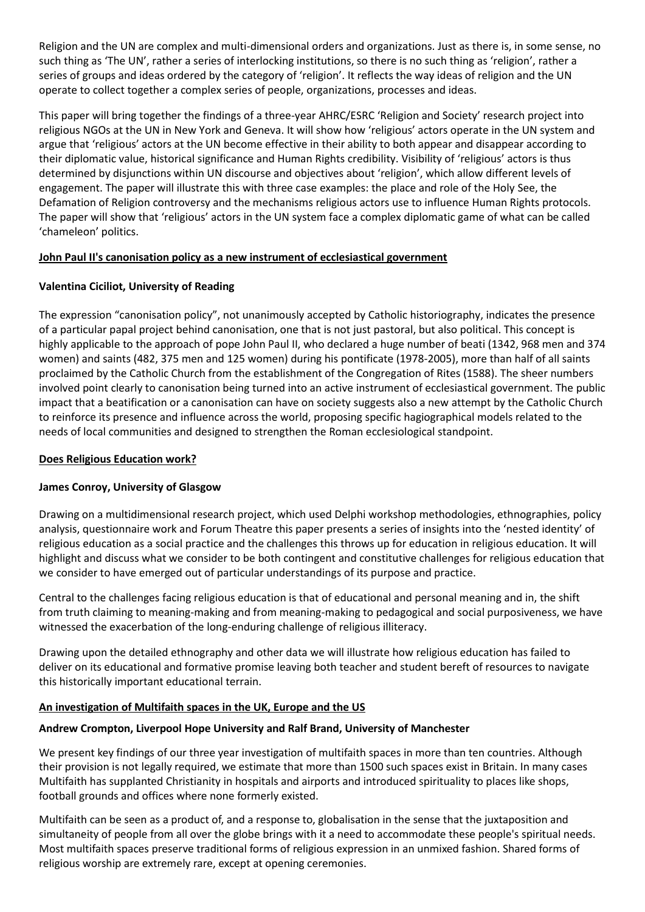Religion and the UN are complex and multi-dimensional orders and organizations. Just as there is, in some sense, no such thing as 'The UN', rather a series of interlocking institutions, so there is no such thing as 'religion', rather a series of groups and ideas ordered by the category of 'religion'. It reflects the way ideas of religion and the UN operate to collect together a complex series of people, organizations, processes and ideas.

This paper will bring together the findings of a three-year AHRC/ESRC 'Religion and Society' research project into religious NGOs at the UN in New York and Geneva. It will show how 'religious' actors operate in the UN system and argue that 'religious' actors at the UN become effective in their ability to both appear and disappear according to their diplomatic value, historical significance and Human Rights credibility. Visibility of 'religious' actors is thus determined by disjunctions within UN discourse and objectives about 'religion', which allow different levels of engagement. The paper will illustrate this with three case examples: the place and role of the Holy See, the Defamation of Religion controversy and the mechanisms religious actors use to influence Human Rights protocols. The paper will show that 'religious' actors in the UN system face a complex diplomatic game of what can be called 'chameleon' politics.

**John Paul II's canonisation policy as a new instrument of ecclesiastical government**

**Valentina Ciciliot, University of Reading**

The expression "canonisation policy", not unanimously accepted by Catholic historiography, indicates the presence of a particular papal project behind canonisation, one that is not just pastoral, but also political. This concept is highly applicable to the approach of pope John Paul II, who declared a huge number of beati (1342, 968 men and 374 women) and saints (482, 375 men and 125 women) during his pontificate (1978-2005), more than half of all saints proclaimed by the Catholic Church from the establishment of the Congregation of Rites (1588). The sheer numbers involved point clearly to canonisation being turned into an active instrument of ecclesiastical government. The public impact that a beatification or a canonisation can have on society suggests also a new attempt by the Catholic Church to reinforce its presence and influence across the world, proposing specific hagiographical models related to the needs of local communities and designed to strengthen the Roman ecclesiological standpoint.

**Does Religious Education work?**

**James Conroy, University of Glasgow**

Drawing on a multidimensional research project, which used Delphi workshop methodologies, ethnographies, policy analysis, questionnaire work and Forum Theatre this paper presents a series of insights into the 'nested identity' of religious education as a social practice and the challenges this throws up for education in religious education. It will highlight and discuss what we consider to be both contingent and constitutive challenges for religious education that we consider to have emerged out of particular understandings of its purpose and practice.

Central to the challenges facing religious education is that of educational and personal meaning and in, the shift from truth claiming to meaning-making and from meaning-making to pedagogical and social purposiveness, we have witnessed the exacerbation of the long-enduring challenge of religious illiteracy.

Drawing upon the detailed ethnography and other data we will illustrate how religious education has failed to deliver on its educational and formative promise leaving both teacher and student bereft of resources to navigate this historically important educational terrain.

**An investigation of Multifaith spaces in the UK, Europe and the US**

**Andrew Crompton, Liverpool Hope University and Ralf Brand, University of Manchester**

We present key findings of our three year investigation of multifaith spaces in more than ten countries. Although their provision is not legally required, we estimate that more than 1500 such spaces exist in Britain. In many cases Multifaith has supplanted Christianity in hospitals and airports and introduced spirituality to places like shops, football grounds and offices where none formerly existed.

Multifaith can be seen as a product of, and a response to, globalisation in the sense that the juxtaposition and simultaneity of people from all over the globe brings with it a need to accommodate these people's spiritual needs. Most multifaith spaces preserve traditional forms of religious expression in an unmixed fashion. Shared forms of religious worship are extremely rare, except at opening ceremonies.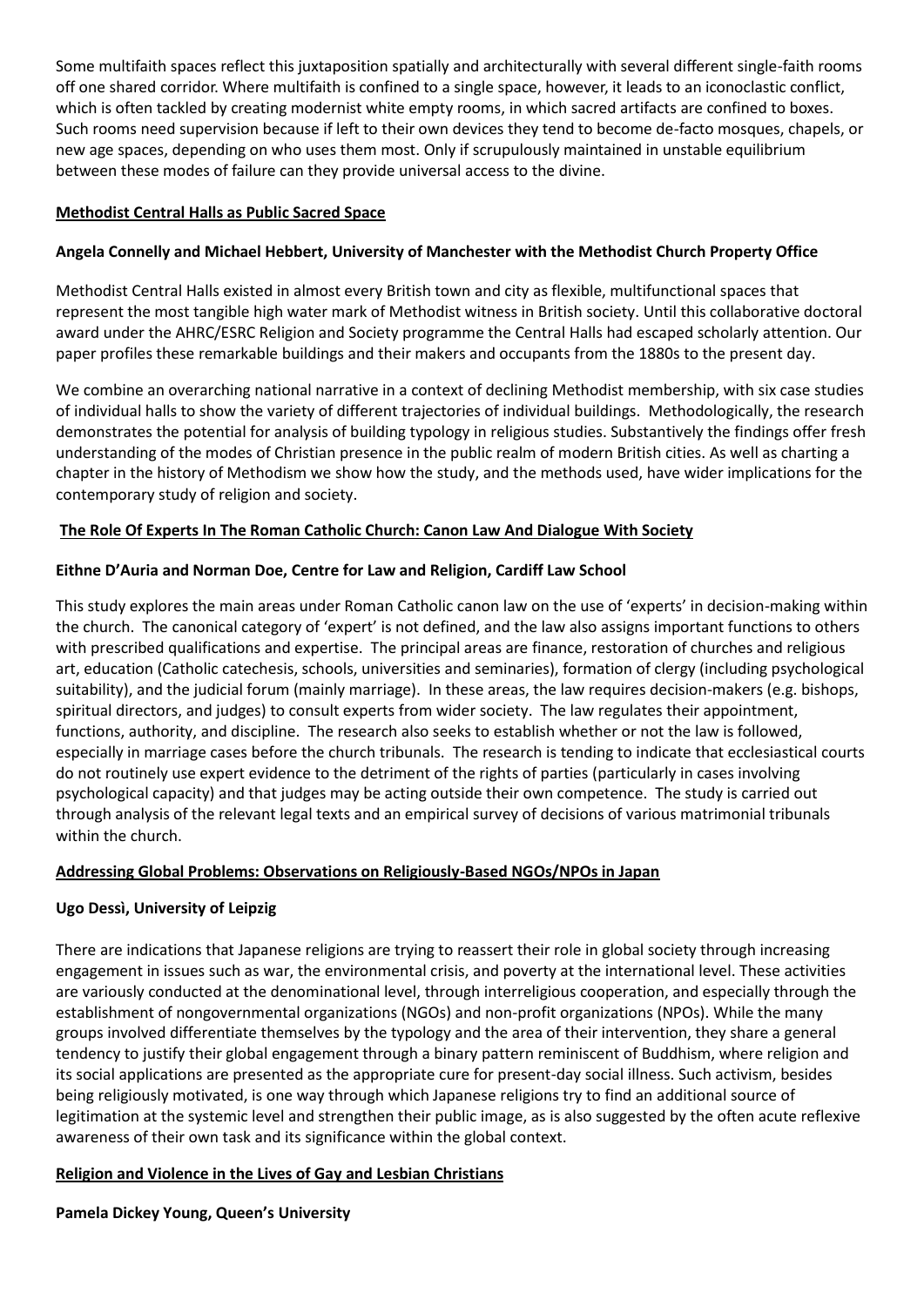Some multifaith spaces reflect this juxtaposition spatially and architecturally with several different single-faith rooms off one shared corridor. Where multifaith is confined to a single space, however, it leads to an iconoclastic conflict, which is often tackled by creating modernist white empty rooms, in which sacred artifacts are confined to boxes. Such rooms need supervision because if left to their own devices they tend to become de-facto mosques, chapels, or new age spaces, depending on who uses them most. Only if scrupulously maintained in unstable equilibrium between these modes of failure can they provide universal access to the divine.

**Methodist Central Halls as Public Sacred Space**

**Angela Connelly and Michael Hebbert, University of Manchester with the Methodist Church Property Office**

Methodist Central Halls existed in almost every British town and city as flexible, multifunctional spaces that represent the most tangible high water mark of Methodist witness in British society. Until this collaborative doctoral award under the AHRC/ESRC Religion and Society programme the Central Halls had escaped scholarly attention. Our paper profiles these remarkable buildings and their makers and occupants from the 1880s to the present day.

We combine an overarching national narrative in a context of declining Methodist membership, with six case studies of individual halls to show the variety of different trajectories of individual buildings. Methodologically, the research demonstrates the potential for analysis of building typology in religious studies. Substantively the findings offer fresh understanding of the modes of Christian presence in the public realm of modern British cities. As well as charting a chapter in the history of Methodism we show how the study, and the methods used, have wider implications for the contemporary study of religion and society.

**The Role Of Experts In The Roman Catholic Church: Canon Law And Dialogue With Society**

**Eithne D'Auria and Norman Doe, Centre for Law and Religion, Cardiff Law School**

This study explores the main areas under Roman Catholic canon law on the use of 'experts' in decision-making within the church. The canonical category of 'expert' is not defined, and the law also assigns important functions to others with prescribed qualifications and expertise. The principal areas are finance, restoration of churches and religious art, education (Catholic catechesis, schools, universities and seminaries), formation of clergy (including psychological suitability), and the judicial forum (mainly marriage). In these areas, the law requires decision-makers (e.g. bishops, spiritual directors, and judges) to consult experts from wider society. The law regulates their appointment, functions, authority, and discipline. The research also seeks to establish whether or not the law is followed, especially in marriage cases before the church tribunals. The research is tending to indicate that ecclesiastical courts do not routinely use expert evidence to the detriment of the rights of parties (particularly in cases involving psychological capacity) and that judges may be acting outside their own competence. The study is carried out through analysis of the relevant legal texts and an empirical survey of decisions of various matrimonial tribunals within the church.

**Addressing Global Problems: Observations on Religiously-Based NGOs/NPOs in Japan**

**Ugo Dessì, University of Leipzig**

There are indications that Japanese religions are trying to reassert their role in global society through increasing engagement in issues such as war, the environmental crisis, and poverty at the international level. These activities are variously conducted at the denominational level, through interreligious cooperation, and especially through the establishment of nongovernmental organizations (NGOs) and non-profit organizations (NPOs). While the many groups involved differentiate themselves by the typology and the area of their intervention, they share a general tendency to justify their global engagement through a binary pattern reminiscent of Buddhism, where religion and its social applications are presented as the appropriate cure for present-day social illness. Such activism, besides being religiously motivated, is one way through which Japanese religions try to find an additional source of legitimation at the systemic level and strengthen their public image, as is also suggested by the often acute reflexive awareness of their own task and its significance within the global context.

**Religion and Violence in the Lives of Gay and Lesbian Christians**

**Pamela Dickey Young, Queen's University**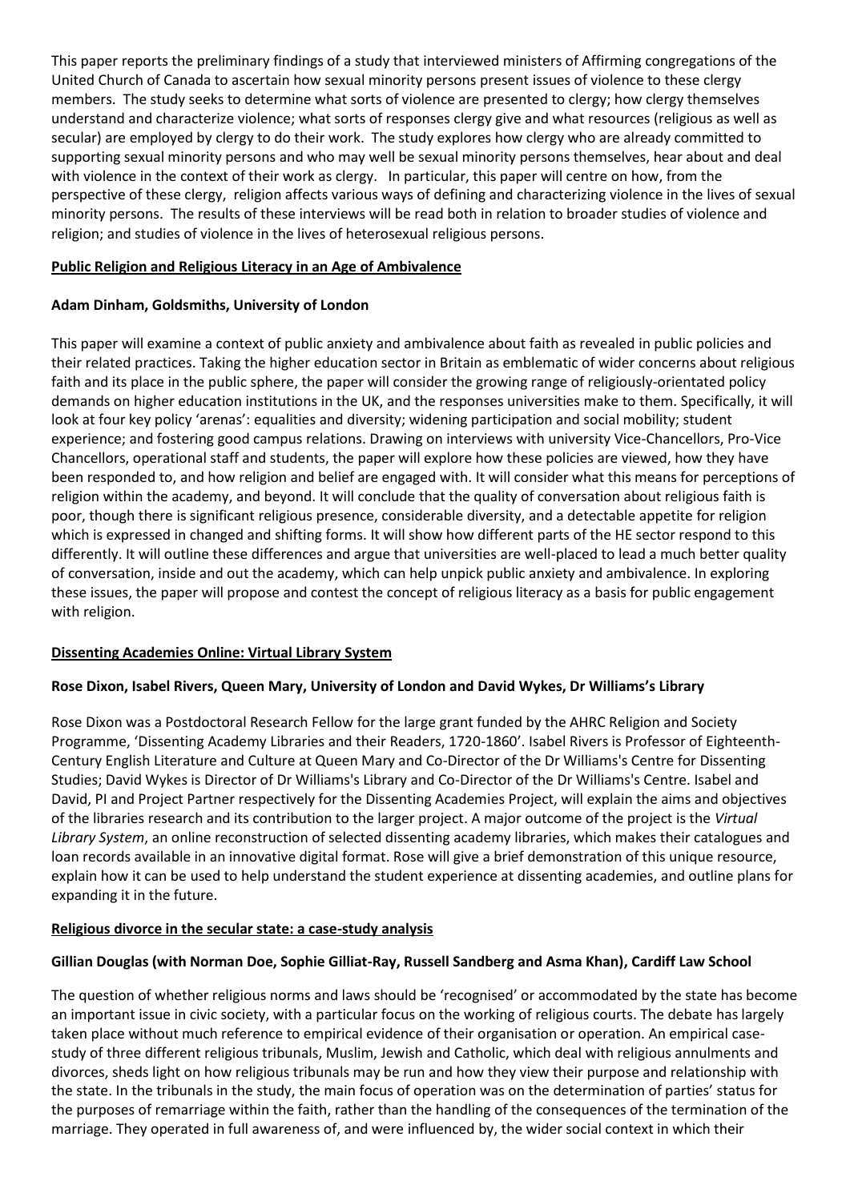This paper reports the preliminary findings of a study that interviewed ministers of Affirming congregations of the United Church of Canada to ascertain how sexual minority persons present issues of violence to these clergy members. The study seeks to determine what sorts of violence are presented to clergy; how clergy themselves understand and characterize violence; what sorts of responses clergy give and what resources (religious as well as secular) are employed by clergy to do their work. The study explores how clergy who are already committed to supporting sexual minority persons and who may well be sexual minority persons themselves, hear about and deal with violence in the context of their work as clergy. In particular, this paper will centre on how, from the perspective of these clergy, religion affects various ways of defining and characterizing violence in the lives of sexual minority persons. The results of these interviews will be read both in relation to broader studies of violence and religion; and studies of violence in the lives of heterosexual religious persons.

**Public Religion and Religious Literacy in an Age of Ambivalence**

**Adam Dinham, Goldsmiths, University of London**

This paper will examine a context of public anxiety and ambivalence about faith as revealed in public policies and their related practices. Taking the higher education sector in Britain as emblematic of wider concerns about religious faith and its place in the public sphere, the paper will consider the growing range of religiously-orientated policy demands on higher education institutions in the UK, and the responses universities make to them. Specifically, it will look at four key policy 'arenas': equalities and diversity; widening participation and social mobility; student experience; and fostering good campus relations. Drawing on interviews with university Vice-Chancellors, Pro-Vice Chancellors, operational staff and students, the paper will explore how these policies are viewed, how they have been responded to, and how religion and belief are engaged with. It will consider what this means for perceptions of religion within the academy, and beyond. It will conclude that the quality of conversation about religious faith is poor, though there is significant religious presence, considerable diversity, and a detectable appetite for religion which is expressed in changed and shifting forms. It will show how different parts of the HE sector respond to this differently. It will outline these differences and argue that universities are well-placed to lead a much better quality of conversation, inside and out the academy, which can help unpick public anxiety and ambivalence. In exploring these issues, the paper will propose and contest the concept of religious literacy as a basis for public engagement with religion.

**Dissenting Academies Online: Virtual Library System**

**Rose Dixon, Isabel Rivers, Queen Mary, University of London and David Wykes, Dr Williams's Library**

Rose Dixon was a Postdoctoral Research Fellow for the large grant funded by the AHRC Religion and Society Programme, 'Dissenting Academy Libraries and their Readers, 1720-1860'. Isabel Rivers is Professor of Eighteenth-Century English Literature and Culture at Queen Mary and Co-Director of the Dr Williams's Centre for Dissenting Studies; David Wykes is Director of Dr Williams's Library and Co-Director of the Dr Williams's Centre. Isabel and David, PI and Project Partner respectively for the Dissenting Academies Project, will explain the aims and objectives of the libraries research and its contribution to the larger project. A major outcome of the project is the *Virtual Library System*, an online reconstruction of selected dissenting academy libraries, which makes their catalogues and loan records available in an innovative digital format. Rose will give a brief demonstration of this unique resource, explain how it can be used to help understand the student experience at dissenting academies, and outline plans for expanding it in the future.

**Religious divorce in the secular state: a case-study analysis**

**Gillian Douglas (with Norman Doe, Sophie Gilliat-Ray, Russell Sandberg and Asma Khan), Cardiff Law School**

The question of whether religious norms and laws should be 'recognised' or accommodated by the state has become an important issue in civic society, with a particular focus on the working of religious courts. The debate has largely taken place without much reference to empirical evidence of their organisation or operation. An empirical case-study of three different religious tribunals, Muslim, Jewish and Catholic, which deal with religious annulments and divorces, sheds light on how religious tribunals may be run and how they view their purpose and relationship with the state. In the tribunals in the study, the main focus of operation was on the determination of parties' status for the purposes of remarriage within the faith, rather than the handling of the consequences of the termination of the marriage. They operated in full awareness of, and were influenced by, the wider social context in which their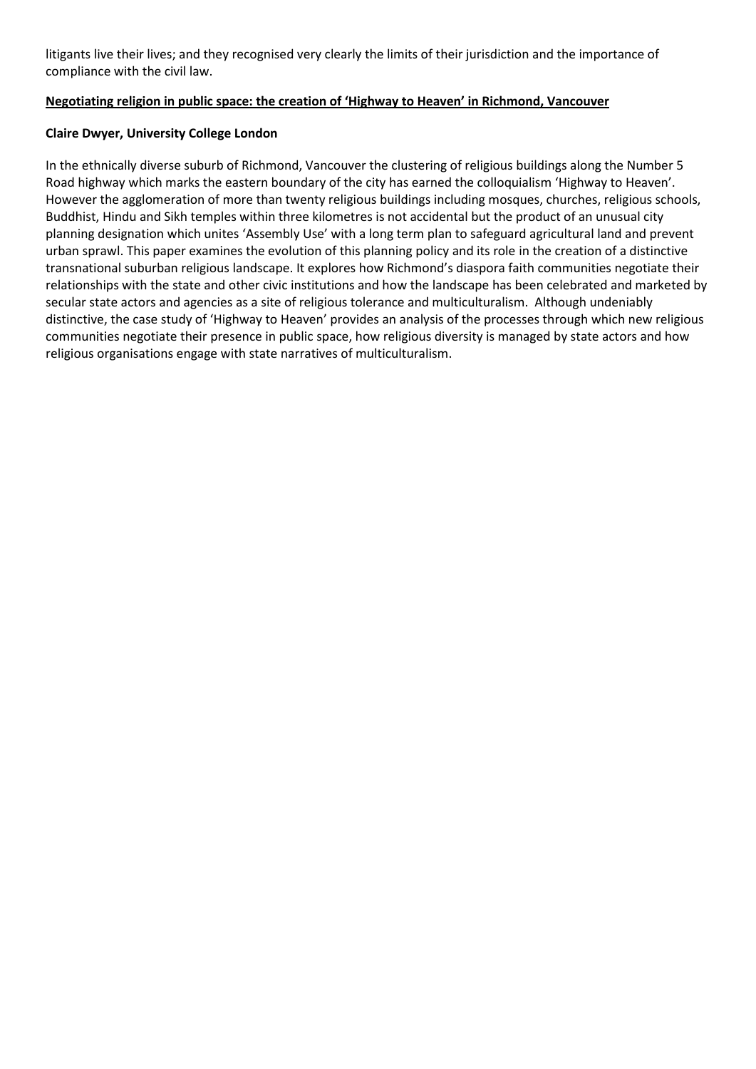litigants live their lives; and they recognised very clearly the limits of their jurisdiction and the importance of compliance with the civil law.

**Negotiating religion in public space: the creation of 'Highway to Heaven' in Richmond, Vancouver**

**Claire Dwyer, University College London**

In the ethnically diverse suburb of Richmond, Vancouver the clustering of religious buildings along the Number 5 Road highway which marks the eastern boundary of the city has earned the colloquialism 'Highway to Heaven'. However the agglomeration of more than twenty religious buildings including mosques, churches, religious schools, Buddhist, Hindu and Sikh temples within three kilometres is not accidental but the product of an unusual city planning designation which unites 'Assembly Use' with a long term plan to safeguard agricultural land and prevent urban sprawl. This paper examines the evolution of this planning policy and its role in the creation of a distinctive transnational suburban religious landscape. It explores how Richmond's diaspora faith communities negotiate their relationships with the state and other civic institutions and how the landscape has been celebrated and marketed by secular state actors and agencies as a site of religious tolerance and multiculturalism. Although undeniably distinctive, the case study of 'Highway to Heaven' provides an analysis of the processes through which new religious communities negotiate their presence in public space, how religious diversity is managed by state actors and how religious organisations engage with state narratives of multiculturalism.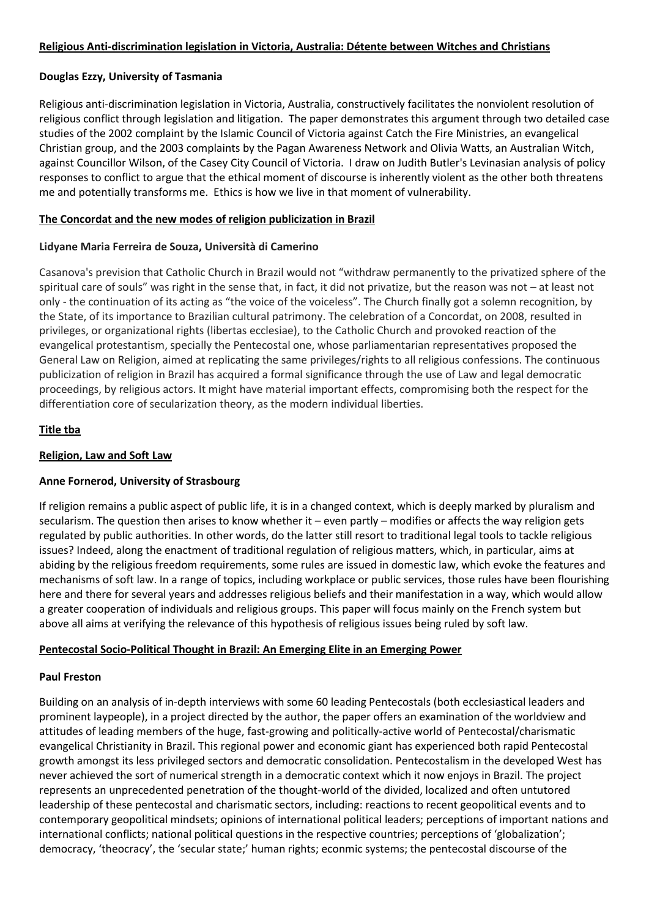**Religious Anti-discrimination legislation in Victoria, Australia: Détente between Witches and Christians**

**Douglas Ezzy, University of Tasmania**

Religious anti-discrimination legislation in Victoria, Australia, constructively facilitates the nonviolent resolution of religious conflict through legislation and litigation. The paper demonstrates this argument through two detailed case studies of the 2002 complaint by the Islamic Council of Victoria against Catch the Fire Ministries, an evangelical Christian group, and the 2003 complaints by the Pagan Awareness Network and Olivia Watts, an Australian Witch, against Councillor Wilson, of the Casey City Council of Victoria. I draw on Judith Butler's Levinasian analysis of policy responses to conflict to argue that the ethical moment of discourse is inherently violent as the other both threatens me and potentially transforms me. Ethics is how we live in that moment of vulnerability.

**The Concordat and the new modes of religion publicization in Brazil**

**Lidyane Maria Ferreira de Souza, Università di Camerino**

Casanova's prevision that Catholic Church in Brazil would not "withdraw permanently to the privatized sphere of the spiritual care of souls" was right in the sense that, in fact, it did not privatize, but the reason was not – at least not only - the continuation of its acting as "the voice of the voiceless". The Church finally got a solemn recognition, by the State, of its importance to Brazilian cultural patrimony. The celebration of a Concordat, on 2008, resulted in privileges, or organizational rights (libertas ecclesiae), to the Catholic Church and provoked reaction of the evangelical protestantism, specially the Pentecostal one, whose parliamentarian representatives proposed the General Law on Religion, aimed at replicating the same privileges/rights to all religious confessions. The continuous publicization of religion in Brazil has acquired a formal significance through the use of Law and legal democratic proceedings, by religious actors. It might have material important effects, compromising both the respect for the differentiation core of secularization theory, as the modern individual liberties.

**Title tba**

**Religion, Law and Soft Law**

**Anne Fornerod, University of Strasbourg**

If religion remains a public aspect of public life, it is in a changed context, which is deeply marked by pluralism and secularism. The question then arises to know whether it – even partly – modifies or affects the way religion gets regulated by public authorities. In other words, do the latter still resort to traditional legal tools to tackle religious issues? Indeed, along the enactment of traditional regulation of religious matters, which, in particular, aims at abiding by the religious freedom requirements, some rules are issued in domestic law, which evoke the features and mechanisms of soft law. In a range of topics, including workplace or public services, those rules have been flourishing here and there for several years and addresses religious beliefs and their manifestation in a way, which would allow a greater cooperation of individuals and religious groups. This paper will focus mainly on the French system but above all aims at verifying the relevance of this hypothesis of religious issues being ruled by soft law.

**Pentecostal Socio-Political Thought in Brazil: An Emerging Elite in an Emerging Power**

**Paul Freston**

Building on an analysis of in-depth interviews with some 60 leading Pentecostals (both ecclesiastical leaders and prominent laypeople), in a project directed by the author, the paper offers an examination of the worldview and attitudes of leading members of the huge, fast-growing and politically-active world of Pentecostal/charismatic evangelical Christianity in Brazil. This regional power and economic giant has experienced both rapid Pentecostal growth amongst its less privileged sectors and democratic consolidation. Pentecostalism in the developed West has never achieved the sort of numerical strength in a democratic context which it now enjoys in Brazil. The project represents an unprecedented penetration of the thought-world of the divided, localized and often untutored leadership of these pentecostal and charismatic sectors, including: reactions to recent geopolitical events and to contemporary geopolitical mindsets; opinions of international political leaders; perceptions of important nations and international conflicts; national political questions in the respective countries; perceptions of 'globalization'; democracy, 'theocracy', the 'secular state;' human rights; econmic systems; the pentecostal discourse of the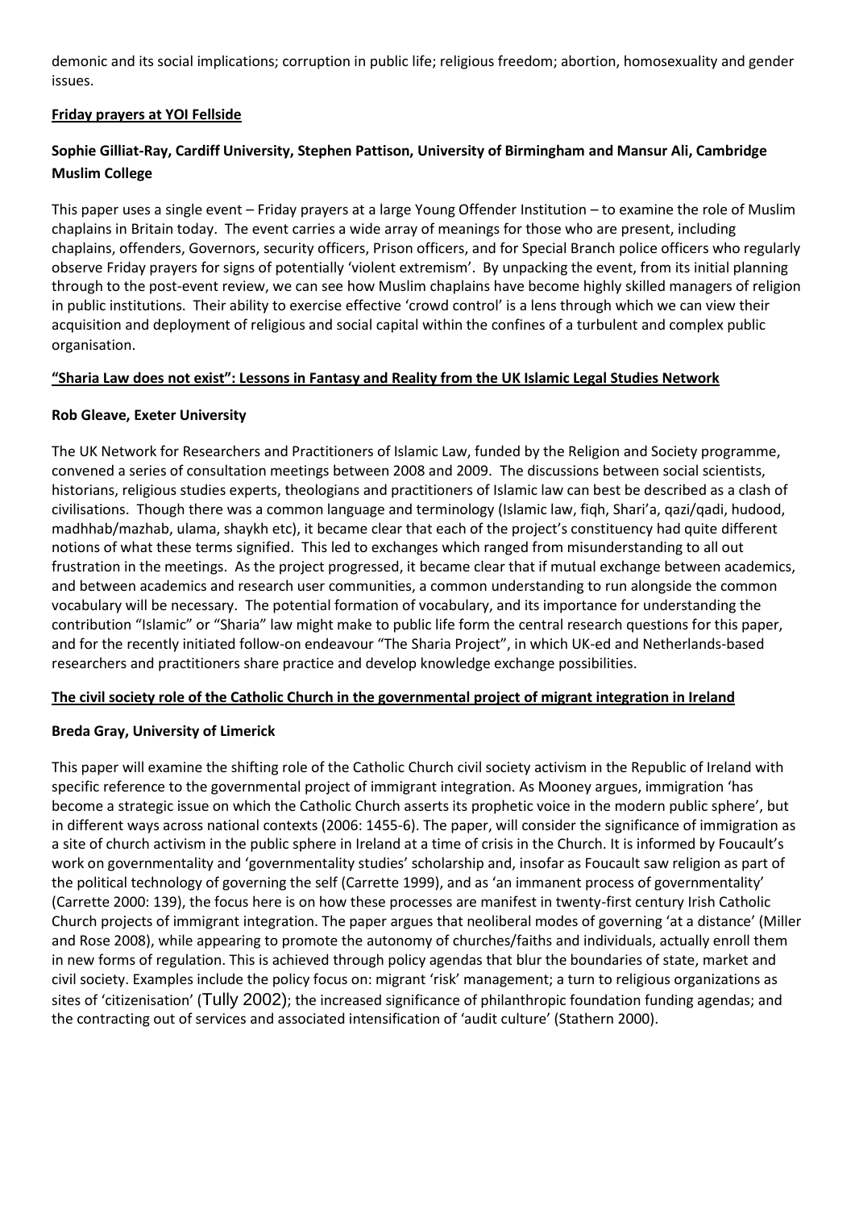demonic and its social implications; corruption in public life; religious freedom; abortion, homosexuality and gender issues.

**Friday prayers at YOI Fellside**

**Sophie Gilliat-Ray, Cardiff University, Stephen Pattison, University of Birmingham and Mansur Ali, Cambridge Muslim College**

This paper uses a single event – Friday prayers at a large Young Offender Institution – to examine the role of Muslim chaplains in Britain today. The event carries a wide array of meanings for those who are present, including chaplains, offenders, Governors, security officers, Prison officers, and for Special Branch police officers who regularly observe Friday prayers for signs of potentially 'violent extremism'. By unpacking the event, from its initial planning through to the post-event review, we can see how Muslim chaplains have become highly skilled managers of religion in public institutions. Their ability to exercise effective 'crowd control' is a lens through which we can view their acquisition and deployment of religious and social capital within the confines of a turbulent and complex public organisation.

**"Sharia Law does not exist": Lessons in Fantasy and Reality from the UK Islamic Legal Studies Network**

**Rob Gleave, Exeter University**

The UK Network for Researchers and Practitioners of Islamic Law, funded by the Religion and Society programme, convened a series of consultation meetings between 2008 and 2009. The discussions between social scientists, historians, religious studies experts, theologians and practitioners of Islamic law can best be described as a clash of civilisations. Though there was a common language and terminology (Islamic law, fiqh, Shari'a, qazi/qadi, hudood, madhhab/mazhab, ulama, shaykh etc), it became clear that each of the project's constituency had quite different notions of what these terms signified. This led to exchanges which ranged from misunderstanding to all out frustration in the meetings. As the project progressed, it became clear that if mutual exchange between academics, and between academics and research user communities, a common understanding to run alongside the common vocabulary will be necessary. The potential formation of vocabulary, and its importance for understanding the contribution "Islamic" or "Sharia" law might make to public life form the central research questions for this paper, and for the recently initiated follow-on endeavour "The Sharia Project", in which UK-ed and Netherlands-based researchers and practitioners share practice and develop knowledge exchange possibilities.

**The civil society role of the Catholic Church in the governmental project of migrant integration in Ireland**

**Breda Gray, University of Limerick**

This paper will examine the shifting role of the Catholic Church civil society activism in the Republic of Ireland with specific reference to the governmental project of immigrant integration. As Mooney argues, immigration 'has become a strategic issue on which the Catholic Church asserts its prophetic voice in the modern public sphere', but in different ways across national contexts (2006: 1455-6). The paper, will consider the significance of immigration as a site of church activism in the public sphere in Ireland at a time of crisis in the Church. It is informed by Foucault's work on governmentality and 'governmentality studies' scholarship and, insofar as Foucault saw religion as part of the political technology of governing the self (Carrette 1999), and as 'an immanent process of governmentality' (Carrette 2000: 139), the focus here is on how these processes are manifest in twenty-first century Irish Catholic Church projects of immigrant integration. The paper argues that neoliberal modes of governing 'at a distance' (Miller and Rose 2008), while appearing to promote the autonomy of churches/faiths and individuals, actually enroll them in new forms of regulation. This is achieved through policy agendas that blur the boundaries of state, market and civil society. Examples include the policy focus on: migrant 'risk' management; a turn to religious organizations as sites of 'citizenisation' (Tully 2002); the increased significance of philanthropic foundation funding agendas; and the contracting out of services and associated intensification of 'audit culture' (Stathern 2000).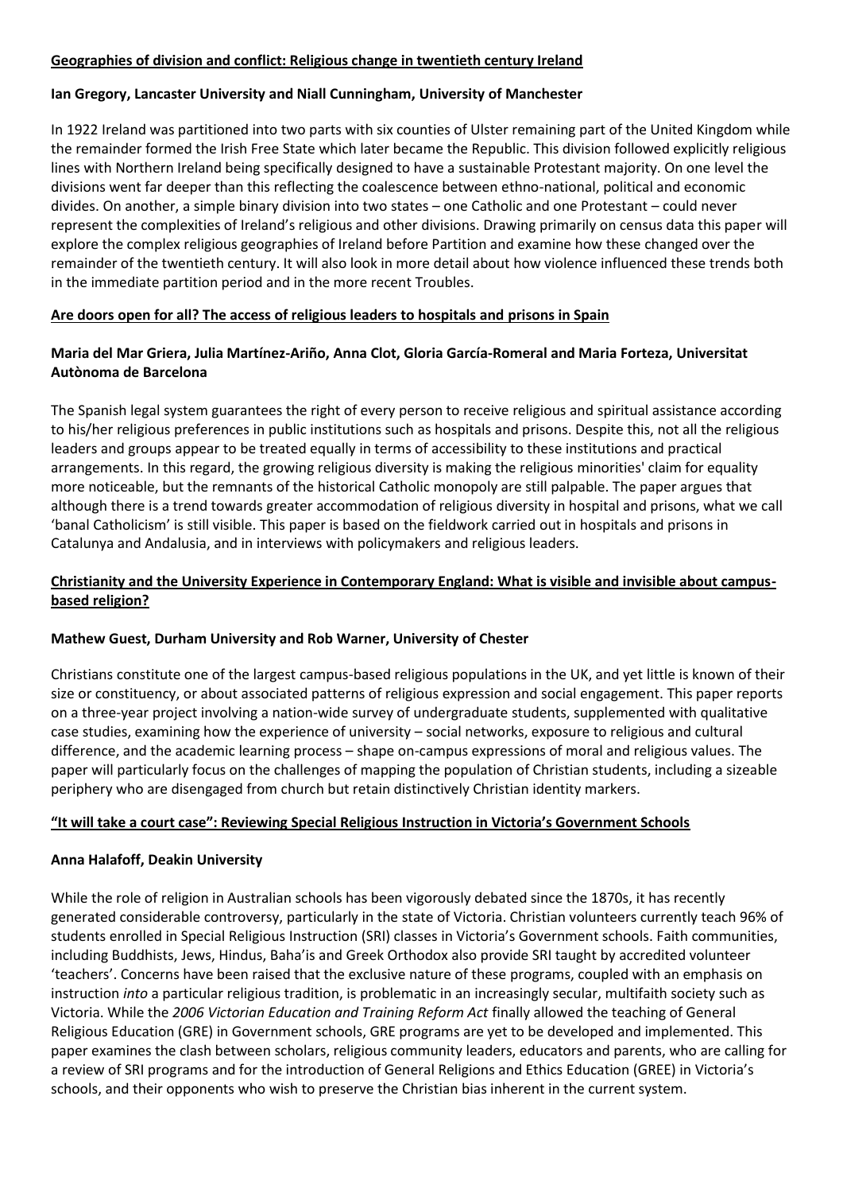**Geographies of division and conflict: Religious change in twentieth century Ireland**

**Ian Gregory, Lancaster University and Niall Cunningham, University of Manchester**

In 1922 Ireland was partitioned into two parts with six counties of Ulster remaining part of the United Kingdom while the remainder formed the Irish Free State which later became the Republic. This division followed explicitly religious lines with Northern Ireland being specifically designed to have a sustainable Protestant majority. On one level the divisions went far deeper than this reflecting the coalescence between ethno-national, political and economic divides. On another, a simple binary division into two states – one Catholic and one Protestant – could never represent the complexities of Ireland's religious and other divisions. Drawing primarily on census data this paper will explore the complex religious geographies of Ireland before Partition and examine how these changed over the remainder of the twentieth century. It will also look in more detail about how violence influenced these trends both in the immediate partition period and in the more recent Troubles.

**Are doors open for all? The access of religious leaders to hospitals and prisons in Spain**

**Maria del Mar Griera, Julia Martínez-Ariño, Anna Clot, Gloria García-Romeral and Maria Forteza, Universitat Autònoma de Barcelona**

The Spanish legal system guarantees the right of every person to receive religious and spiritual assistance according to his/her religious preferences in public institutions such as hospitals and prisons. Despite this, not all the religious leaders and groups appear to be treated equally in terms of accessibility to these institutions and practical arrangements. In this regard, the growing religious diversity is making the religious minorities' claim for equality more noticeable, but the remnants of the historical Catholic monopoly are still palpable. The paper argues that although there is a trend towards greater accommodation of religious diversity in hospital and prisons, what we call 'banal Catholicism' is still visible. This paper is based on the fieldwork carried out in hospitals and prisons in Catalunya and Andalusia, and in interviews with policymakers and religious leaders.

**Christianity and the University Experience in Contemporary England: What is visible and invisible about campus-based religion?**

**Mathew Guest, Durham University and Rob Warner, University of Chester**

Christians constitute one of the largest campus-based religious populations in the UK, and yet little is known of their size or constituency, or about associated patterns of religious expression and social engagement. This paper reports on a three-year project involving a nation-wide survey of undergraduate students, supplemented with qualitative case studies, examining how the experience of university – social networks, exposure to religious and cultural difference, and the academic learning process – shape on-campus expressions of moral and religious values. The paper will particularly focus on the challenges of mapping the population of Christian students, including a sizeable periphery who are disengaged from church but retain distinctively Christian identity markers.

**"It will take a court case": Reviewing Special Religious Instruction in Victoria's Government Schools**

**Anna Halafoff, Deakin University**

While the role of religion in Australian schools has been vigorously debated since the 1870s, it has recently generated considerable controversy, particularly in the state of Victoria. Christian volunteers currently teach 96% of students enrolled in Special Religious Instruction (SRI) classes in Victoria's Government schools. Faith communities, including Buddhists, Jews, Hindus, Baha'is and Greek Orthodox also provide SRI taught by accredited volunteer 'teachers'. Concerns have been raised that the exclusive nature of these programs, coupled with an emphasis on instruction *into* a particular religious tradition, is problematic in an increasingly secular, multifaith society such as Victoria. While the *2006 Victorian Education and Training Reform Act* finally allowed the teaching of General Religious Education (GRE) in Government schools, GRE programs are yet to be developed and implemented. This paper examines the clash between scholars, religious community leaders, educators and parents, who are calling for a review of SRI programs and for the introduction of General Religions and Ethics Education (GREE) in Victoria's schools, and their opponents who wish to preserve the Christian bias inherent in the current system.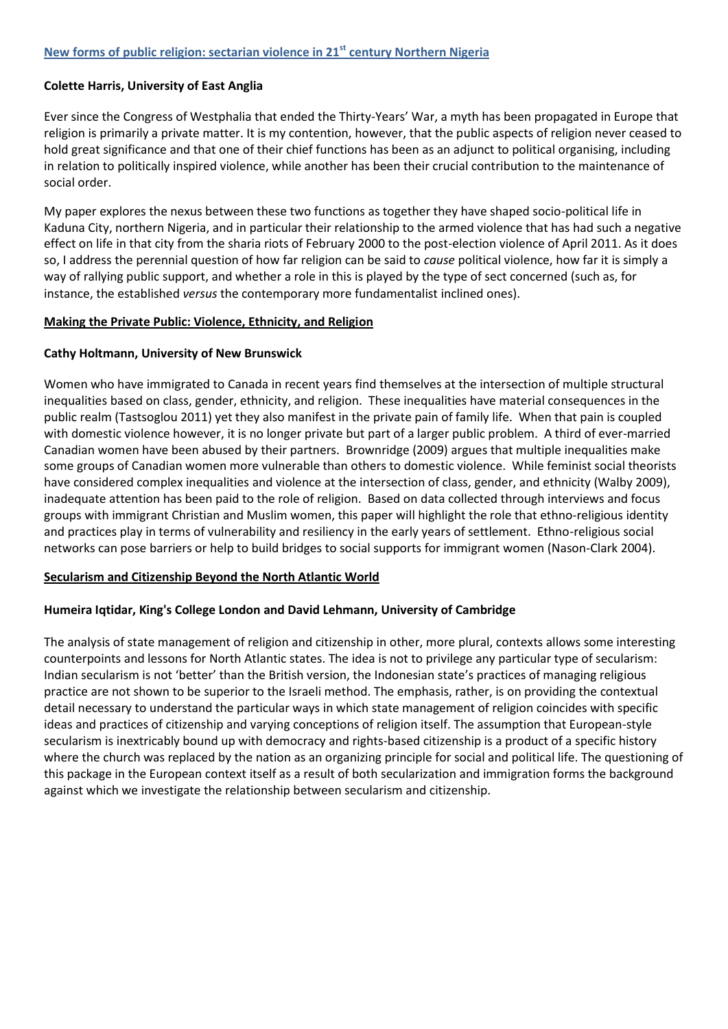### New forms of public religion: sectarian violence in 21st century Northern Nigeria

**Colette Harris, University of East Anglia**

Ever since the Congress of Westphalia that ended the Thirty-Years' War, a myth has been propagated in Europe that religion is primarily a private matter. It is my contention, however, that the public aspects of religion never ceased to hold great significance and that one of their chief functions has been as an adjunct to political organising, including in relation to politically inspired violence, while another has been their crucial contribution to the maintenance of social order.

My paper explores the nexus between these two functions as together they have shaped socio-political life in Kaduna City, northern Nigeria, and in particular their relationship to the armed violence that has had such a negative effect on life in that city from the sharia riots of February 2000 to the post-election violence of April 2011. As it does so, I address the perennial question of how far religion can be said to *cause* political violence, how far it is simply a way of rallying public support, and whether a role in this is played by the type of sect concerned (such as, for instance, the established *versus* the contemporary more fundamentalist inclined ones).

### Making the Private Public: Violence, Ethnicity, and Religion

**Cathy Holtmann, University of New Brunswick**

Women who have immigrated to Canada in recent years find themselves at the intersection of multiple structural inequalities based on class, gender, ethnicity, and religion. These inequalities have material consequences in the public realm (Tastsoglou 2011) yet they also manifest in the private pain of family life. When that pain is coupled with domestic violence however, it is no longer private but part of a larger public problem. A third of ever-married Canadian women have been abused by their partners. Brownridge (2009) argues that multiple inequalities make some groups of Canadian women more vulnerable than others to domestic violence. While feminist social theorists have considered complex inequalities and violence at the intersection of class, gender, and ethnicity (Walby 2009), inadequate attention has been paid to the role of religion. Based on data collected through interviews and focus groups with immigrant Christian and Muslim women, this paper will highlight the role that ethno-religious identity and practices play in terms of vulnerability and resiliency in the early years of settlement. Ethno-religious social networks can pose barriers or help to build bridges to social supports for immigrant women (Nason-Clark 2004).

### Secularism and Citizenship Beyond the North Atlantic World

**Humeira Iqtidar, King's College London and David Lehmann, University of Cambridge**

The analysis of state management of religion and citizenship in other, more plural, contexts allows some interesting counterpoints and lessons for North Atlantic states. The idea is not to privilege any particular type of secularism: Indian secularism is not 'better' than the British version, the Indonesian state's practices of managing religious practice are not shown to be superior to the Israeli method. The emphasis, rather, is on providing the contextual detail necessary to understand the particular ways in which state management of religion coincides with specific ideas and practices of citizenship and varying conceptions of religion itself. The assumption that European-style secularism is inextricably bound up with democracy and rights-based citizenship is a product of a specific history where the church was replaced by the nation as an organizing principle for social and political life. The questioning of this package in the European context itself as a result of both secularization and immigration forms the background against which we investigate the relationship between secularism and citizenship.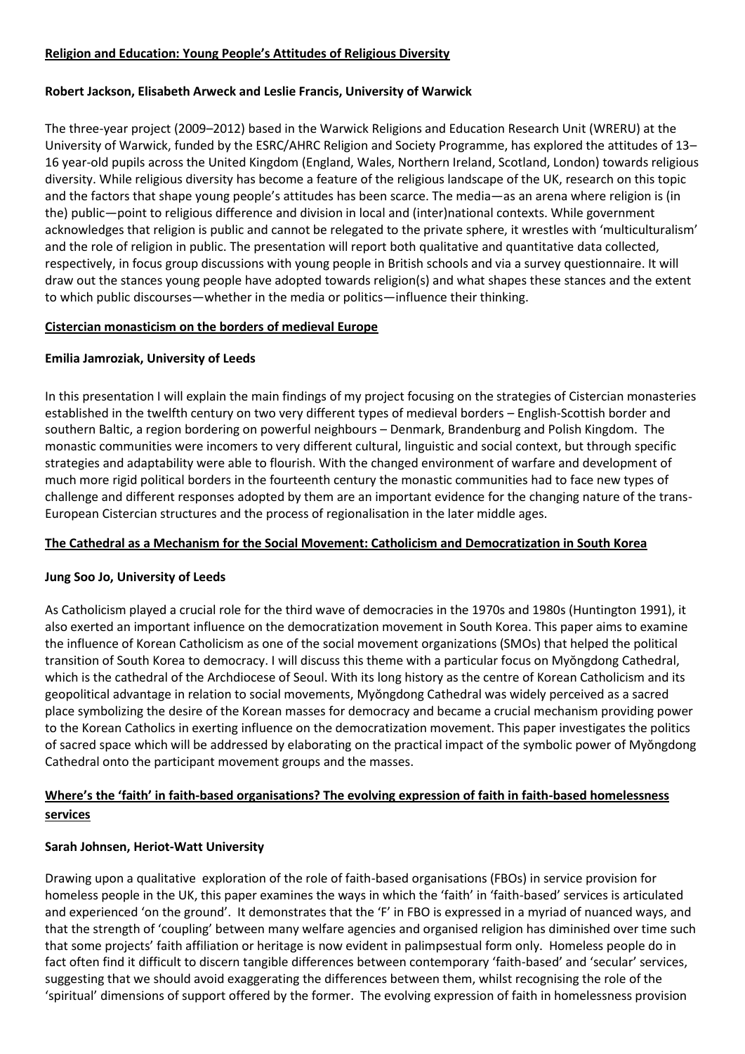## Religion and Education: Young People's Attitudes of Religious Diversity

**Robert Jackson, Elisabeth Arweck and Leslie Francis, University of Warwick**

The three-year project (2009–2012) based in the Warwick Religions and Education Research Unit (WRERU) at the University of Warwick, funded by the ESRC/AHRC Religion and Society Programme, has explored the attitudes of 13–16 year-old pupils across the United Kingdom (England, Wales, Northern Ireland, Scotland, London) towards religious diversity. While religious diversity has become a feature of the religious landscape of the UK, research on this topic and the factors that shape young people's attitudes has been scarce. The media—as an arena where religion is (in the) public—point to religious difference and division in local and (inter)national contexts. While government acknowledges that religion is public and cannot be relegated to the private sphere, it wrestles with 'multiculturalism' and the role of religion in public. The presentation will report both qualitative and quantitative data collected, respectively, in focus group discussions with young people in British schools and via a survey questionnaire. It will draw out the stances young people have adopted towards religion(s) and what shapes these stances and the extent to which public discourses—whether in the media or politics—influence their thinking.

## Cistercian monasticism on the borders of medieval Europe

**Emilia Jamroziak, University of Leeds**

In this presentation I will explain the main findings of my project focusing on the strategies of Cistercian monasteries established in the twelfth century on two very different types of medieval borders – English-Scottish border and southern Baltic, a region bordering on powerful neighbours – Denmark, Brandenburg and Polish Kingdom. The monastic communities were incomers to very different cultural, linguistic and social context, but through specific strategies and adaptability were able to flourish. With the changed environment of warfare and development of much more rigid political borders in the fourteenth century the monastic communities had to face new types of challenge and different responses adopted by them are an important evidence for the changing nature of the trans-European Cistercian structures and the process of regionalisation in the later middle ages.

## The Cathedral as a Mechanism for the Social Movement: Catholicism and Democratization in South Korea

**Jung Soo Jo, University of Leeds**

As Catholicism played a crucial role for the third wave of democracies in the 1970s and 1980s (Huntington 1991), it also exerted an important influence on the democratization movement in South Korea. This paper aims to examine the influence of Korean Catholicism as one of the social movement organizations (SMOs) that helped the political transition of South Korea to democracy. I will discuss this theme with a particular focus on Myŏngdong Cathedral, which is the cathedral of the Archdiocese of Seoul. With its long history as the centre of Korean Catholicism and its geopolitical advantage in relation to social movements, Myŏngdong Cathedral was widely perceived as a sacred place symbolizing the desire of the Korean masses for democracy and became a crucial mechanism providing power to the Korean Catholics in exerting influence on the democratization movement. This paper investigates the politics of sacred space which will be addressed by elaborating on the practical impact of the symbolic power of Myŏngdong Cathedral onto the participant movement groups and the masses.

## Where's the 'faith' in faith-based organisations? The evolving expression of faith in faith-based homelessness services

**Sarah Johnsen, Heriot-Watt University**

Drawing upon a qualitative exploration of the role of faith-based organisations (FBOs) in service provision for homeless people in the UK, this paper examines the ways in which the 'faith' in 'faith-based' services is articulated and experienced 'on the ground'. It demonstrates that the 'F' in FBO is expressed in a myriad of nuanced ways, and that the strength of 'coupling' between many welfare agencies and organised religion has diminished over time such that some projects' faith affiliation or heritage is now evident in palimpsestual form only. Homeless people do in fact often find it difficult to discern tangible differences between contemporary 'faith-based' and 'secular' services, suggesting that we should avoid exaggerating the differences between them, whilst recognising the role of the 'spiritual' dimensions of support offered by the former. The evolving expression of faith in homelessness provision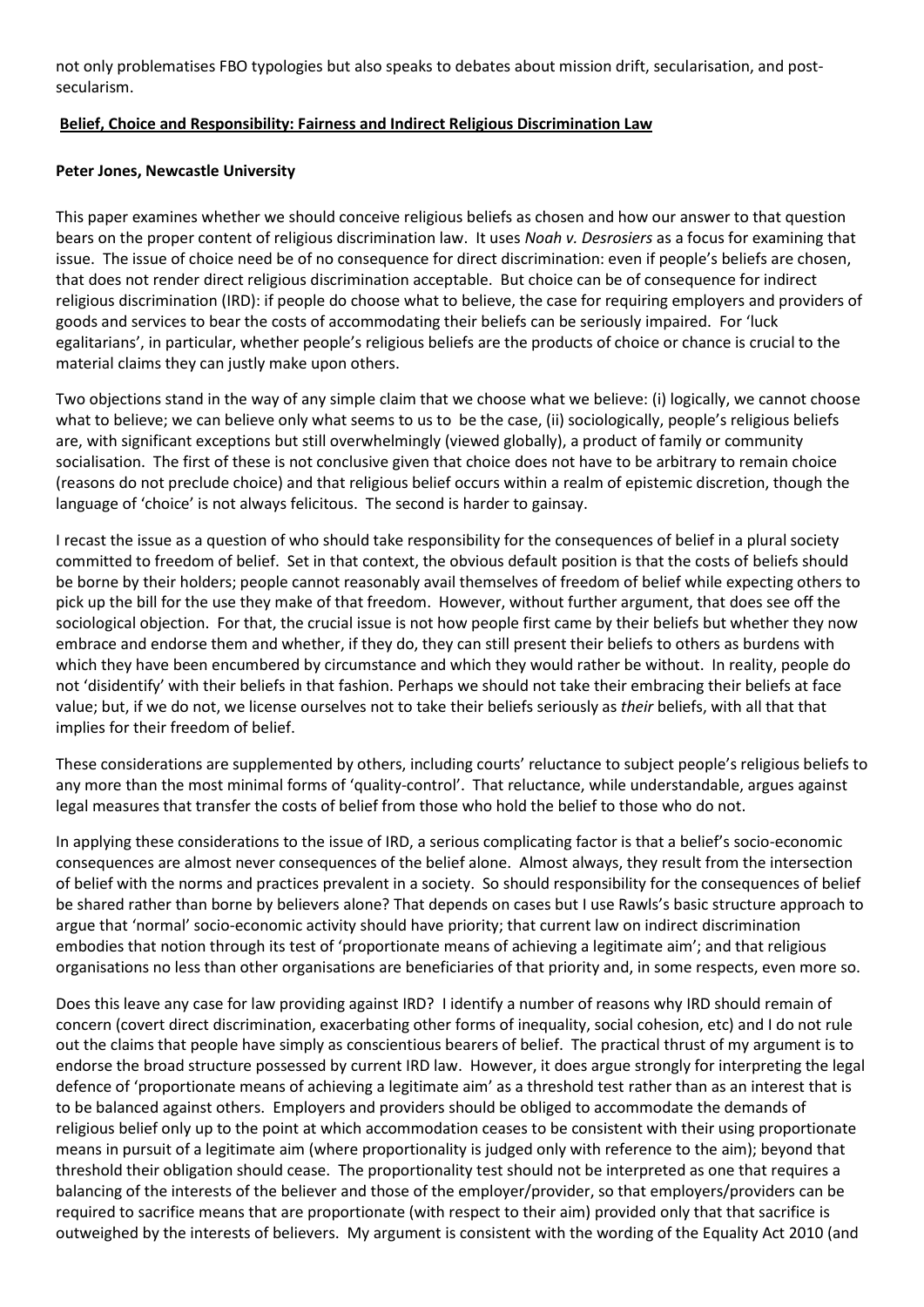not only problematises FBO typologies but also speaks to debates about mission drift, secularisation, and post-secularism.

## Belief, Choice and Responsibility: Fairness and Indirect Religious Discrimination Law

**Peter Jones, Newcastle University**

This paper examines whether we should conceive religious beliefs as chosen and how our answer to that question bears on the proper content of religious discrimination law. It uses *Noah v. Desrosiers* as a focus for examining that issue. The issue of choice need be of no consequence for direct discrimination: even if people's beliefs are chosen, that does not render direct religious discrimination acceptable. But choice can be of consequence for indirect religious discrimination (IRD): if people do choose what to believe, the case for requiring employers and providers of goods and services to bear the costs of accommodating their beliefs can be seriously impaired. For 'luck egalitarians', in particular, whether people's religious beliefs are the products of choice or chance is crucial to the material claims they can justly make upon others.

Two objections stand in the way of any simple claim that we choose what we believe: (i) logically, we cannot choose what to believe; we can believe only what seems to us to be the case, (ii) sociologically, people's religious beliefs are, with significant exceptions but still overwhelmingly (viewed globally), a product of family or community socialisation. The first of these is not conclusive given that choice does not have to be arbitrary to remain choice (reasons do not preclude choice) and that religious belief occurs within a realm of epistemic discretion, though the language of 'choice' is not always felicitous. The second is harder to gainsay.

I recast the issue as a question of who should take responsibility for the consequences of belief in a plural society committed to freedom of belief. Set in that context, the obvious default position is that the costs of beliefs should be borne by their holders; people cannot reasonably avail themselves of freedom of belief while expecting others to pick up the bill for the use they make of that freedom. However, without further argument, that does see off the sociological objection. For that, the crucial issue is not how people first came by their beliefs but whether they now embrace and endorse them and whether, if they do, they can still present their beliefs to others as burdens with which they have been encumbered by circumstance and which they would rather be without. In reality, people do not 'disidentify' with their beliefs in that fashion. Perhaps we should not take their embracing their beliefs at face value; but, if we do not, we license ourselves not to take their beliefs seriously as *their* beliefs, with all that that implies for their freedom of belief.

These considerations are supplemented by others, including courts' reluctance to subject people's religious beliefs to any more than the most minimal forms of 'quality-control'. That reluctance, while understandable, argues against legal measures that transfer the costs of belief from those who hold the belief to those who do not.

In applying these considerations to the issue of IRD, a serious complicating factor is that a belief's socio-economic consequences are almost never consequences of the belief alone. Almost always, they result from the intersection of belief with the norms and practices prevalent in a society. So should responsibility for the consequences of belief be shared rather than borne by believers alone? That depends on cases but I use Rawls's basic structure approach to argue that 'normal' socio-economic activity should have priority; that current law on indirect discrimination embodies that notion through its test of 'proportionate means of achieving a legitimate aim'; and that religious organisations no less than other organisations are beneficiaries of that priority and, in some respects, even more so.

Does this leave any case for law providing against IRD? I identify a number of reasons why IRD should remain of concern (covert direct discrimination, exacerbating other forms of inequality, social cohesion, etc) and I do not rule out the claims that people have simply as conscientious bearers of belief. The practical thrust of my argument is to endorse the broad structure possessed by current IRD law. However, it does argue strongly for interpreting the legal defence of 'proportionate means of achieving a legitimate aim' as a threshold test rather than as an interest that is to be balanced against others. Employers and providers should be obliged to accommodate the demands of religious belief only up to the point at which accommodation ceases to be consistent with their using proportionate means in pursuit of a legitimate aim (where proportionality is judged only with reference to the aim); beyond that threshold their obligation should cease. The proportionality test should not be interpreted as one that requires a balancing of the interests of the believer and those of the employer/provider, so that employers/providers can be required to sacrifice means that are proportionate (with respect to their aim) provided only that that sacrifice is outweighed by the interests of believers. My argument is consistent with the wording of the Equality Act 2010 (and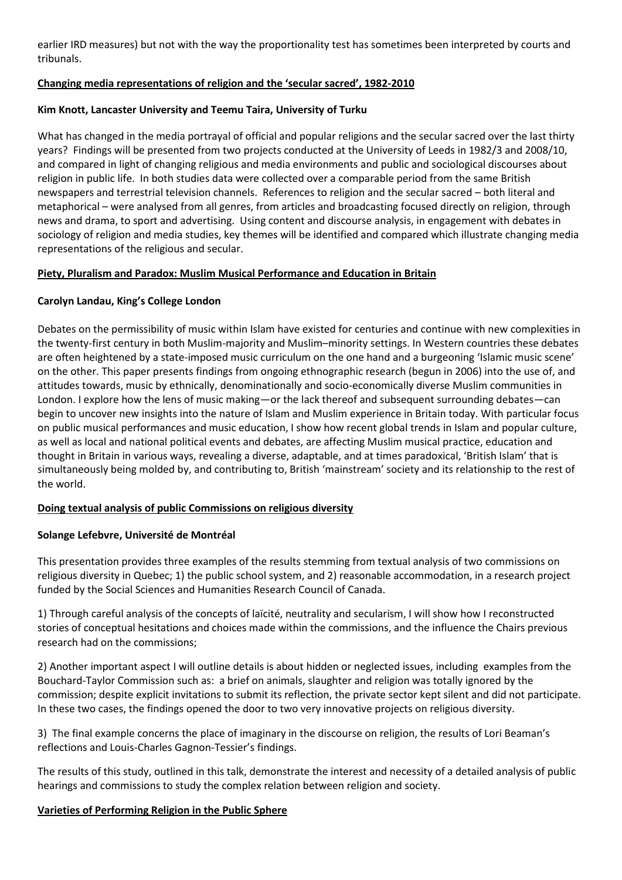earlier IRD measures) but not with the way the proportionality test has sometimes been interpreted by courts and tribunals.

## Changing media representations of religion and the 'secular sacred', 1982-2010

**Kim Knott, Lancaster University and Teemu Taira, University of Turku**

What has changed in the media portrayal of official and popular religions and the secular sacred over the last thirty years? Findings will be presented from two projects conducted at the University of Leeds in 1982/3 and 2008/10, and compared in light of changing religious and media environments and public and sociological discourses about religion in public life. In both studies data were collected over a comparable period from the same British newspapers and terrestrial television channels. References to religion and the secular sacred – both literal and metaphorical – were analysed from all genres, from articles and broadcasting focused directly on religion, through news and drama, to sport and advertising. Using content and discourse analysis, in engagement with debates in sociology of religion and media studies, key themes will be identified and compared which illustrate changing media representations of the religious and secular.

## Piety, Pluralism and Paradox: Muslim Musical Performance and Education in Britain

**Carolyn Landau, King's College London**

Debates on the permissibility of music within Islam have existed for centuries and continue with new complexities in the twenty-first century in both Muslim-majority and Muslim–minority settings. In Western countries these debates are often heightened by a state-imposed music curriculum on the one hand and a burgeoning 'Islamic music scene' on the other. This paper presents findings from ongoing ethnographic research (begun in 2006) into the use of, and attitudes towards, music by ethnically, denominationally and socio-economically diverse Muslim communities in London. I explore how the lens of music making—or the lack thereof and subsequent surrounding debates—can begin to uncover new insights into the nature of Islam and Muslim experience in Britain today. With particular focus on public musical performances and music education, I show how recent global trends in Islam and popular culture, as well as local and national political events and debates, are affecting Muslim musical practice, education and thought in Britain in various ways, revealing a diverse, adaptable, and at times paradoxical, 'British Islam' that is simultaneously being molded by, and contributing to, British 'mainstream' society and its relationship to the rest of the world.

## Doing textual analysis of public Commissions on religious diversity

**Solange Lefebvre, Université de Montréal**

This presentation provides three examples of the results stemming from textual analysis of two commissions on religious diversity in Quebec; 1) the public school system, and 2) reasonable accommodation, in a research project funded by the Social Sciences and Humanities Research Council of Canada.

1) Through careful analysis of the concepts of laïcité, neutrality and secularism, I will show how I reconstructed stories of conceptual hesitations and choices made within the commissions, and the influence the Chairs previous research had on the commissions;

2) Another important aspect I will outline details is about hidden or neglected issues, including examples from the Bouchard-Taylor Commission such as: a brief on animals, slaughter and religion was totally ignored by the commission; despite explicit invitations to submit its reflection, the private sector kept silent and did not participate. In these two cases, the findings opened the door to two very innovative projects on religious diversity.

3) The final example concerns the place of imaginary in the discourse on religion, the results of Lori Beaman's reflections and Louis-Charles Gagnon-Tessier's findings.

The results of this study, outlined in this talk, demonstrate the interest and necessity of a detailed analysis of public hearings and commissions to study the complex relation between religion and society.

## Varieties of Performing Religion in the Public Sphere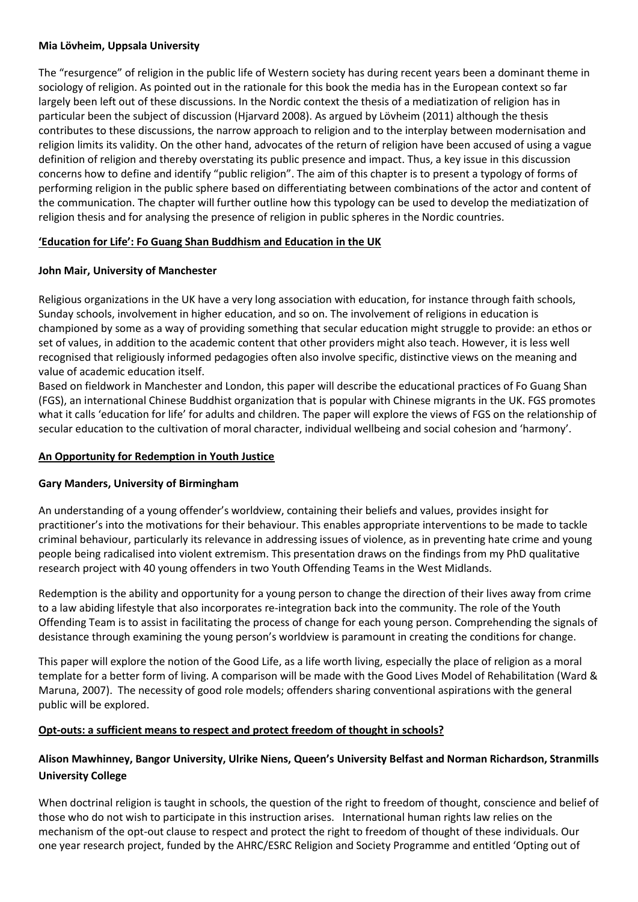**Mia Lövheim, Uppsala University**

The "resurgence" of religion in the public life of Western society has during recent years been a dominant theme in sociology of religion. As pointed out in the rationale for this book the media has in the European context so far largely been left out of these discussions. In the Nordic context the thesis of a mediatization of religion has in particular been the subject of discussion (Hjarvard 2008). As argued by Lövheim (2011) although the thesis contributes to these discussions, the narrow approach to religion and to the interplay between modernisation and religion limits its validity. On the other hand, advocates of the return of religion have been accused of using a vague definition of religion and thereby overstating its public presence and impact. Thus, a key issue in this discussion concerns how to define and identify "public religion". The aim of this chapter is to present a typology of forms of performing religion in the public sphere based on differentiating between combinations of the actor and content of the communication. The chapter will further outline how this typology can be used to develop the mediatization of religion thesis and for analysing the presence of religion in public spheres in the Nordic countries.

## 'Education for Life': Fo Guang Shan Buddhism and Education in the UK

**John Mair, University of Manchester**

Religious organizations in the UK have a very long association with education, for instance through faith schools, Sunday schools, involvement in higher education, and so on. The involvement of religions in education is championed by some as a way of providing something that secular education might struggle to provide: an ethos or set of values, in addition to the academic content that other providers might also teach. However, it is less well recognised that religiously informed pedagogies often also involve specific, distinctive views on the meaning and value of academic education itself.

Based on fieldwork in Manchester and London, this paper will describe the educational practices of Fo Guang Shan (FGS), an international Chinese Buddhist organization that is popular with Chinese migrants in the UK. FGS promotes what it calls 'education for life' for adults and children. The paper will explore the views of FGS on the relationship of secular education to the cultivation of moral character, individual wellbeing and social cohesion and 'harmony'.

## An Opportunity for Redemption in Youth Justice

**Gary Manders, University of Birmingham**

An understanding of a young offender's worldview, containing their beliefs and values, provides insight for practitioner's into the motivations for their behaviour. This enables appropriate interventions to be made to tackle criminal behaviour, particularly its relevance in addressing issues of violence, as in preventing hate crime and young people being radicalised into violent extremism. This presentation draws on the findings from my PhD qualitative research project with 40 young offenders in two Youth Offending Teams in the West Midlands.

Redemption is the ability and opportunity for a young person to change the direction of their lives away from crime to a law abiding lifestyle that also incorporates re-integration back into the community. The role of the Youth Offending Team is to assist in facilitating the process of change for each young person. Comprehending the signals of desistance through examining the young person's worldview is paramount in creating the conditions for change.

This paper will explore the notion of the Good Life, as a life worth living, especially the place of religion as a moral template for a better form of living. A comparison will be made with the Good Lives Model of Rehabilitation (Ward & Maruna, 2007). The necessity of good role models; offenders sharing conventional aspirations with the general public will be explored.

## Opt-outs: a sufficient means to respect and protect freedom of thought in schools?

**Alison Mawhinney, Bangor University, Ulrike Niens, Queen's University Belfast and Norman Richardson, Stranmills University College**

When doctrinal religion is taught in schools, the question of the right to freedom of thought, conscience and belief of those who do not wish to participate in this instruction arises. International human rights law relies on the mechanism of the opt-out clause to respect and protect the right to freedom of thought of these individuals. Our one year research project, funded by the AHRC/ESRC Religion and Society Programme and entitled 'Opting out of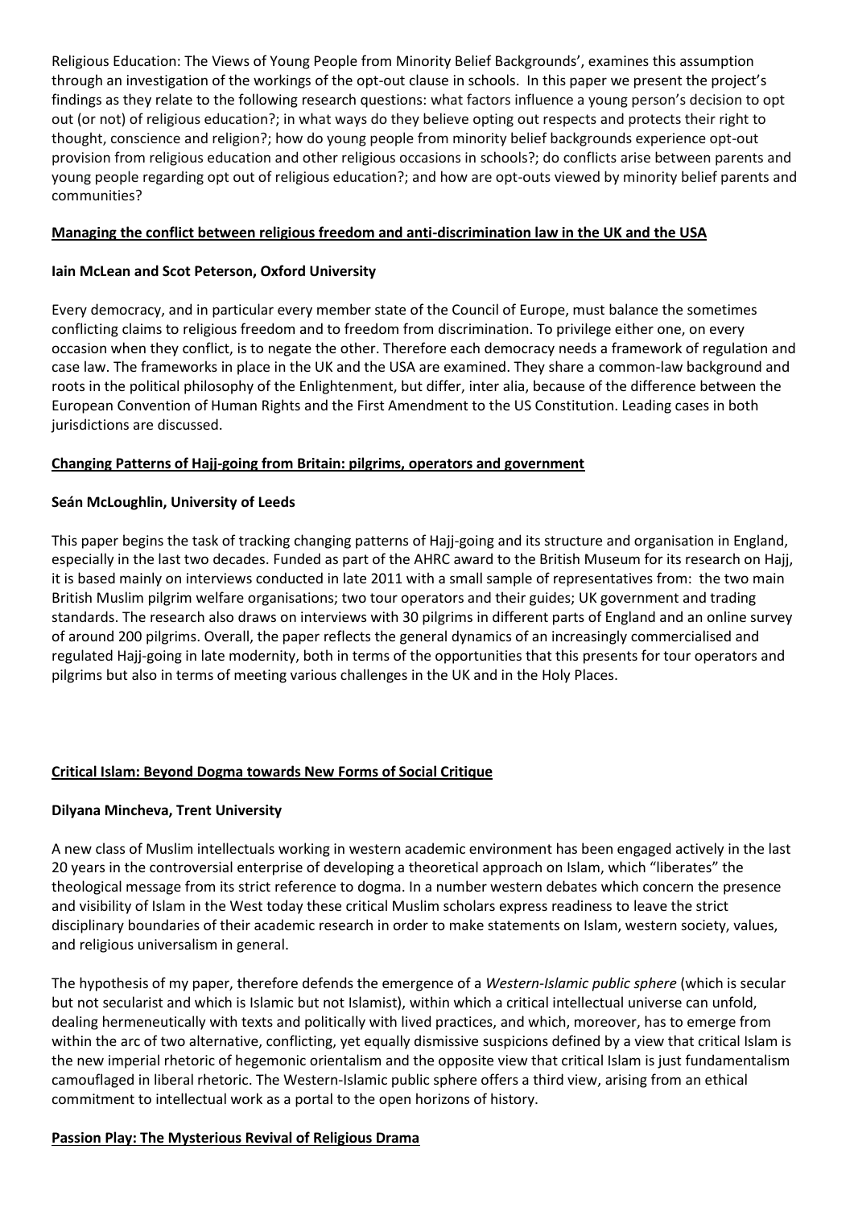Religious Education: The Views of Young People from Minority Belief Backgrounds', examines this assumption through an investigation of the workings of the opt-out clause in schools. In this paper we present the project's findings as they relate to the following research questions: what factors influence a young person's decision to opt out (or not) of religious education?; in what ways do they believe opting out respects and protects their right to thought, conscience and religion?; how do young people from minority belief backgrounds experience opt-out provision from religious education and other religious occasions in schools?; do conflicts arise between parents and young people regarding opt out of religious education?; and how are opt-outs viewed by minority belief parents and communities?

## Managing the conflict between religious freedom and anti-discrimination law in the UK and the USA

**Iain McLean and Scot Peterson, Oxford University**

Every democracy, and in particular every member state of the Council of Europe, must balance the sometimes conflicting claims to religious freedom and to freedom from discrimination. To privilege either one, on every occasion when they conflict, is to negate the other. Therefore each democracy needs a framework of regulation and case law. The frameworks in place in the UK and the USA are examined. They share a common-law background and roots in the political philosophy of the Enlightenment, but differ, inter alia, because of the difference between the European Convention of Human Rights and the First Amendment to the US Constitution. Leading cases in both jurisdictions are discussed.

## Changing Patterns of Hajj-going from Britain: pilgrims, operators and government

**Seán McLoughlin, University of Leeds**

This paper begins the task of tracking changing patterns of Hajj-going and its structure and organisation in England, especially in the last two decades. Funded as part of the AHRC award to the British Museum for its research on Hajj, it is based mainly on interviews conducted in late 2011 with a small sample of representatives from: the two main British Muslim pilgrim welfare organisations; two tour operators and their guides; UK government and trading standards. The research also draws on interviews with 30 pilgrims in different parts of England and an online survey of around 200 pilgrims. Overall, the paper reflects the general dynamics of an increasingly commercialised and regulated Hajj-going in late modernity, both in terms of the opportunities that this presents for tour operators and pilgrims but also in terms of meeting various challenges in the UK and in the Holy Places.

## Critical Islam: Beyond Dogma towards New Forms of Social Critique

**Dilyana Mincheva, Trent University**

A new class of Muslim intellectuals working in western academic environment has been engaged actively in the last 20 years in the controversial enterprise of developing a theoretical approach on Islam, which "liberates" the theological message from its strict reference to dogma. In a number western debates which concern the presence and visibility of Islam in the West today these critical Muslim scholars express readiness to leave the strict disciplinary boundaries of their academic research in order to make statements on Islam, western society, values, and religious universalism in general.

The hypothesis of my paper, therefore defends the emergence of a *Western-Islamic public sphere* (which is secular but not secularist and which is Islamic but not Islamist), within which a critical intellectual universe can unfold, dealing hermeneutically with texts and politically with lived practices, and which, moreover, has to emerge from within the arc of two alternative, conflicting, yet equally dismissive suspicions defined by a view that critical Islam is the new imperial rhetoric of hegemonic orientalism and the opposite view that critical Islam is just fundamentalism camouflaged in liberal rhetoric. The Western-Islamic public sphere offers a third view, arising from an ethical commitment to intellectual work as a portal to the open horizons of history.

## Passion Play: The Mysterious Revival of Religious Drama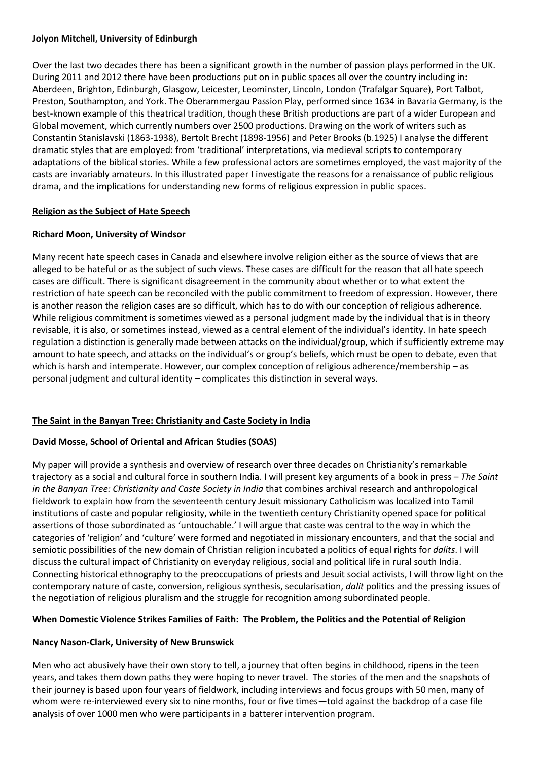**Jolyon Mitchell, University of Edinburgh**

Over the last two decades there has been a significant growth in the number of passion plays performed in the UK. During 2011 and 2012 there have been productions put on in public spaces all over the country including in: Aberdeen, Brighton, Edinburgh, Glasgow, Leicester, Leominster, Lincoln, London (Trafalgar Square), Port Talbot, Preston, Southampton, and York. The Oberammergau Passion Play, performed since 1634 in Bavaria Germany, is the best-known example of this theatrical tradition, though these British productions are part of a wider European and Global movement, which currently numbers over 2500 productions. Drawing on the work of writers such as Constantin Stanislavski (1863-1938), Bertolt Brecht (1898-1956) and Peter Brooks (b.1925) I analyse the different dramatic styles that are employed: from 'traditional' interpretations, via medieval scripts to contemporary adaptations of the biblical stories. While a few professional actors are sometimes employed, the vast majority of the casts are invariably amateurs. In this illustrated paper I investigate the reasons for a renaissance of public religious drama, and the implications for understanding new forms of religious expression in public spaces.

## Religion as the Subject of Hate Speech

**Richard Moon, University of Windsor**

Many recent hate speech cases in Canada and elsewhere involve religion either as the source of views that are alleged to be hateful or as the subject of such views. These cases are difficult for the reason that all hate speech cases are difficult. There is significant disagreement in the community about whether or to what extent the restriction of hate speech can be reconciled with the public commitment to freedom of expression. However, there is another reason the religion cases are so difficult, which has to do with our conception of religious adherence. While religious commitment is sometimes viewed as a personal judgment made by the individual that is in theory revisable, it is also, or sometimes instead, viewed as a central element of the individual's identity. In hate speech regulation a distinction is generally made between attacks on the individual/group, which if sufficiently extreme may amount to hate speech, and attacks on the individual's or group's beliefs, which must be open to debate, even that which is harsh and intemperate. However, our complex conception of religious adherence/membership – as personal judgment and cultural identity – complicates this distinction in several ways.

## The Saint in the Banyan Tree: Christianity and Caste Society in India

**David Mosse, School of Oriental and African Studies (SOAS)**

My paper will provide a synthesis and overview of research over three decades on Christianity's remarkable trajectory as a social and cultural force in southern India. I will present key arguments of a book in press – *The Saint in the Banyan Tree: Christianity and Caste Society in India* that combines archival research and anthropological fieldwork to explain how from the seventeenth century Jesuit missionary Catholicism was localized into Tamil institutions of caste and popular religiosity, while in the twentieth century Christianity opened space for political assertions of those subordinated as 'untouchable.' I will argue that caste was central to the way in which the categories of 'religion' and 'culture' were formed and negotiated in missionary encounters, and that the social and semiotic possibilities of the new domain of Christian religion incubated a politics of equal rights for *dalits*. I will discuss the cultural impact of Christianity on everyday religious, social and political life in rural south India. Connecting historical ethnography to the preoccupations of priests and Jesuit social activists, I will throw light on the contemporary nature of caste, conversion, religious synthesis, secularisation, *dalit* politics and the pressing issues of the negotiation of religious pluralism and the struggle for recognition among subordinated people.

## When Domestic Violence Strikes Families of Faith: The Problem, the Politics and the Potential of Religion

**Nancy Nason-Clark, University of New Brunswick**

Men who act abusively have their own story to tell, a journey that often begins in childhood, ripens in the teen years, and takes them down paths they were hoping to never travel. The stories of the men and the snapshots of their journey is based upon four years of fieldwork, including interviews and focus groups with 50 men, many of whom were re-interviewed every six to nine months, four or five times—told against the backdrop of a case file analysis of over 1000 men who were participants in a batterer intervention program.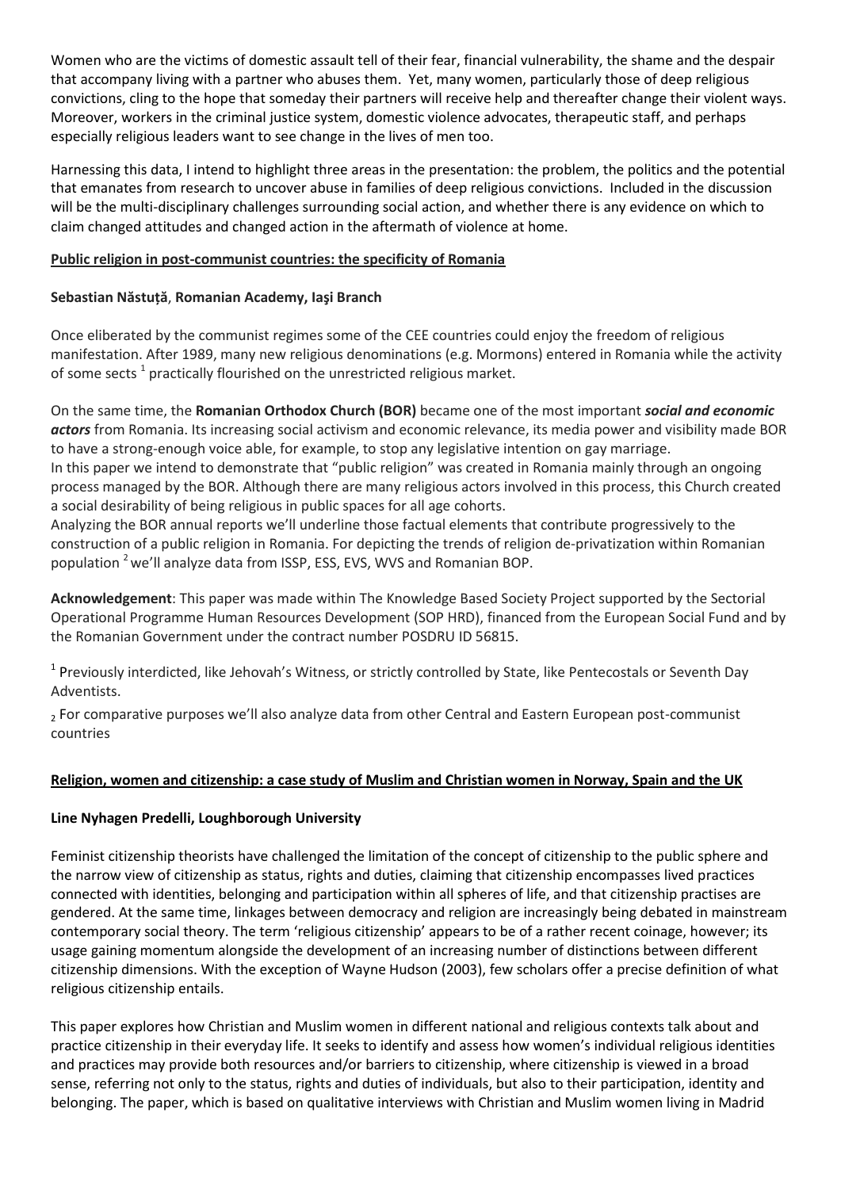Women who are the victims of domestic assault tell of their fear, financial vulnerability, the shame and the despair that accompany living with a partner who abuses them. Yet, many women, particularly those of deep religious convictions, cling to the hope that someday their partners will receive help and thereafter change their violent ways. Moreover, workers in the criminal justice system, domestic violence advocates, therapeutic staff, and perhaps especially religious leaders want to see change in the lives of men too.

Harnessing this data, I intend to highlight three areas in the presentation: the problem, the politics and the potential that emanates from research to uncover abuse in families of deep religious convictions. Included in the discussion will be the multi-disciplinary challenges surrounding social action, and whether there is any evidence on which to claim changed attitudes and changed action in the aftermath of violence at home.

**Public religion in post-communist countries: the specificity of Romania**

**Sebastian Năstuță**, **Romanian Academy, Iaşi Branch**

Once eliberated by the communist regimes some of the CEE countries could enjoy the freedom of religious manifestation. After 1989, many new religious denominations (e.g. Mormons) entered in Romania while the activity of some sects [1] practically flourished on the unrestricted religious market.

On the same time, the **Romanian Orthodox Church (BOR)** became one of the most important ***social and economic actors*** from Romania. Its increasing social activism and economic relevance, its media power and visibility made BOR to have a strong-enough voice able, for example, to stop any legislative intention on gay marriage.
In this paper we intend to demonstrate that "public religion" was created in Romania mainly through an ongoing process managed by the BOR. Although there are many religious actors involved in this process, this Church created a social desirability of being religious in public spaces for all age cohorts.
Analyzing the BOR annual reports we'll underline those factual elements that contribute progressively to the construction of a public religion in Romania. For depicting the trends of religion de-privatization within Romanian population [2] we'll analyze data from ISSP, ESS, EVS, WVS and Romanian BOP.

**Acknowledgement**: This paper was made within The Knowledge Based Society Project supported by the Sectorial Operational Programme Human Resources Development (SOP HRD), financed from the European Social Fund and by the Romanian Government under the contract number POSDRU ID 56815.

[1] Previously interdicted, like Jehovah's Witness, or strictly controlled by State, like Pentecostals or Seventh Day Adventists.

[2] For comparative purposes we'll also analyze data from other Central and Eastern European post-communist countries

**Religion, women and citizenship: a case study of Muslim and Christian women in Norway, Spain and the UK**

**Line Nyhagen Predelli, Loughborough University**

Feminist citizenship theorists have challenged the limitation of the concept of citizenship to the public sphere and the narrow view of citizenship as status, rights and duties, claiming that citizenship encompasses lived practices connected with identities, belonging and participation within all spheres of life, and that citizenship practises are gendered. At the same time, linkages between democracy and religion are increasingly being debated in mainstream contemporary social theory. The term 'religious citizenship' appears to be of a rather recent coinage, however; its usage gaining momentum alongside the development of an increasing number of distinctions between different citizenship dimensions. With the exception of Wayne Hudson (2003), few scholars offer a precise definition of what religious citizenship entails.

This paper explores how Christian and Muslim women in different national and religious contexts talk about and practice citizenship in their everyday life. It seeks to identify and assess how women's individual religious identities and practices may provide both resources and/or barriers to citizenship, where citizenship is viewed in a broad sense, referring not only to the status, rights and duties of individuals, but also to their participation, identity and belonging. The paper, which is based on qualitative interviews with Christian and Muslim women living in Madrid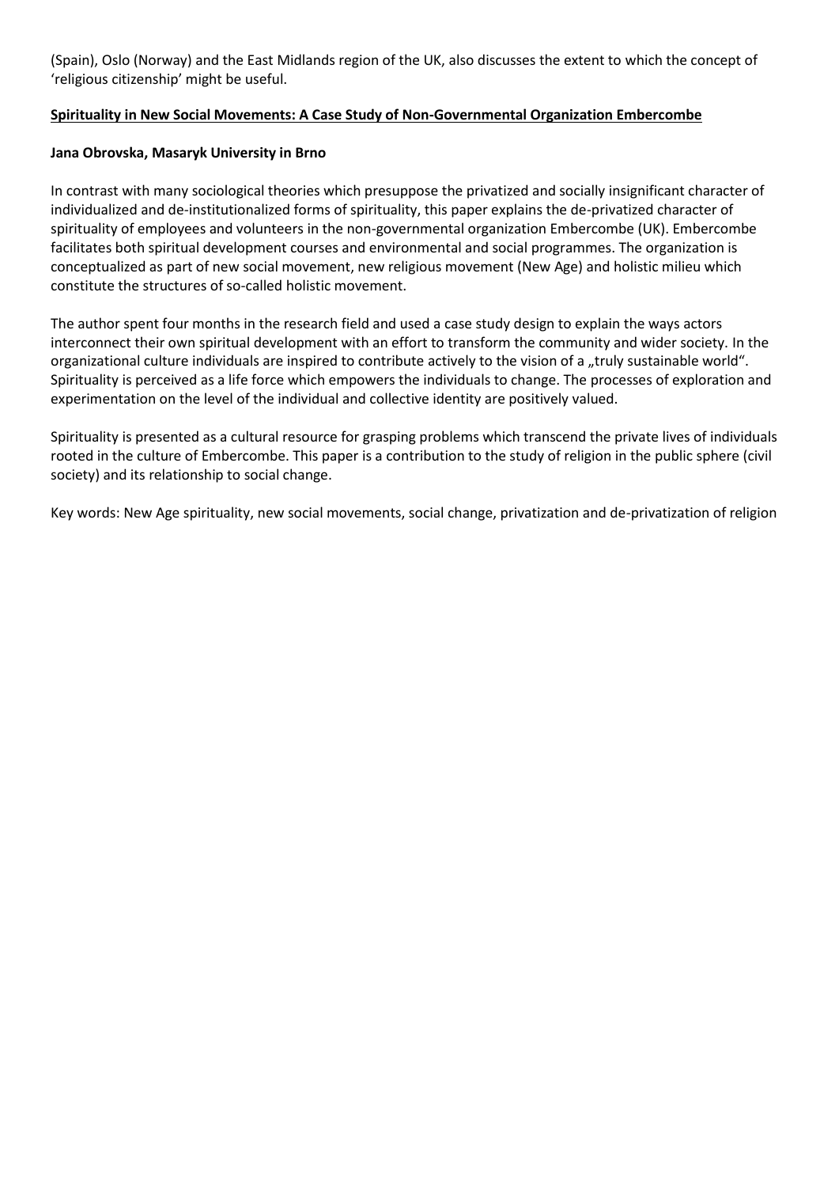(Spain), Oslo (Norway) and the East Midlands region of the UK, also discusses the extent to which the concept of 'religious citizenship' might be useful.

## Spirituality in New Social Movements: A Case Study of Non-Governmental Organization Embercombe

**Jana Obrovska, Masaryk University in Brno**

In contrast with many sociological theories which presuppose the privatized and socially insignificant character of individualized and de-institutionalized forms of spirituality, this paper explains the de-privatized character of spirituality of employees and volunteers in the non-governmental organization Embercombe (UK). Embercombe facilitates both spiritual development courses and environmental and social programmes. The organization is conceptualized as part of new social movement, new religious movement (New Age) and holistic milieu which constitute the structures of so-called holistic movement.

The author spent four months in the research field and used a case study design to explain the ways actors interconnect their own spiritual development with an effort to transform the community and wider society. In the organizational culture individuals are inspired to contribute actively to the vision of a „truly sustainable world". Spirituality is perceived as a life force which empowers the individuals to change. The processes of exploration and experimentation on the level of the individual and collective identity are positively valued.

Spirituality is presented as a cultural resource for grasping problems which transcend the private lives of individuals rooted in the culture of Embercombe. This paper is a contribution to the study of religion in the public sphere (civil society) and its relationship to social change.

Key words: New Age spirituality, new social movements, social change, privatization and de-privatization of religion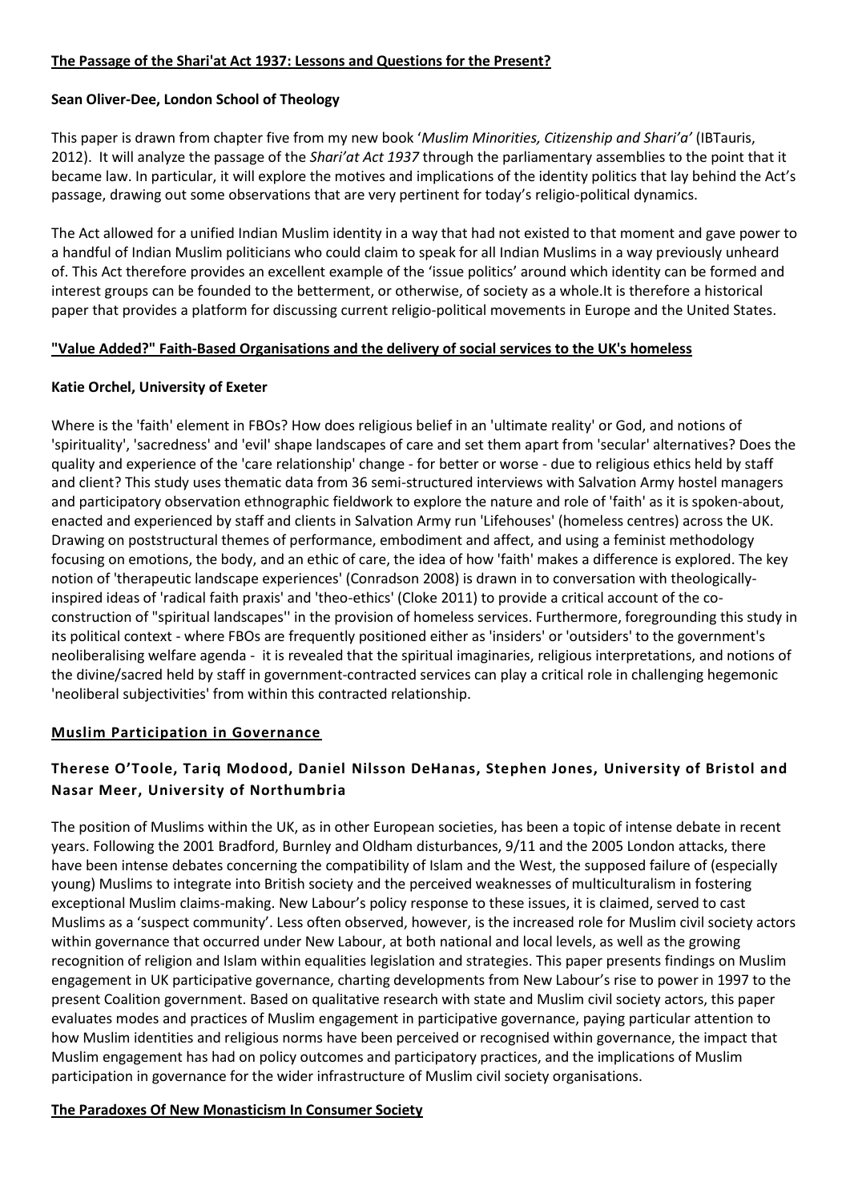**The Passage of the Shari'at Act 1937: Lessons and Questions for the Present?**

**Sean Oliver-Dee, London School of Theology**

This paper is drawn from chapter five from my new book '*Muslim Minorities, Citizenship and Shari'a'* (IBTauris, 2012). It will analyze the passage of the *Shari'at Act 1937* through the parliamentary assemblies to the point that it became law. In particular, it will explore the motives and implications of the identity politics that lay behind the Act's passage, drawing out some observations that are very pertinent for today's religio-political dynamics.

The Act allowed for a unified Indian Muslim identity in a way that had not existed to that moment and gave power to a handful of Indian Muslim politicians who could claim to speak for all Indian Muslims in a way previously unheard of. This Act therefore provides an excellent example of the 'issue politics' around which identity can be formed and interest groups can be founded to the betterment, or otherwise, of society as a whole.It is therefore a historical paper that provides a platform for discussing current religio-political movements in Europe and the United States.

**"Value Added?" Faith-Based Organisations and the delivery of social services to the UK's homeless**

**Katie Orchel, University of Exeter**

Where is the 'faith' element in FBOs? How does religious belief in an 'ultimate reality' or God, and notions of 'spirituality', 'sacredness' and 'evil' shape landscapes of care and set them apart from 'secular' alternatives? Does the quality and experience of the 'care relationship' change - for better or worse - due to religious ethics held by staff and client? This study uses thematic data from 36 semi-structured interviews with Salvation Army hostel managers and participatory observation ethnographic fieldwork to explore the nature and role of 'faith' as it is spoken-about, enacted and experienced by staff and clients in Salvation Army run 'Lifehouses' (homeless centres) across the UK. Drawing on poststructural themes of performance, embodiment and affect, and using a feminist methodology focusing on emotions, the body, and an ethic of care, the idea of how 'faith' makes a difference is explored. The key notion of 'therapeutic landscape experiences' (Conradson 2008) is drawn in to conversation with theologically-inspired ideas of 'radical faith praxis' and 'theo-ethics' (Cloke 2011) to provide a critical account of the co-construction of "spiritual landscapes'' in the provision of homeless services. Furthermore, foregrounding this study in its political context - where FBOs are frequently positioned either as 'insiders' or 'outsiders' to the government's neoliberalising welfare agenda - it is revealed that the spiritual imaginaries, religious interpretations, and notions of the divine/sacred held by staff in government-contracted services can play a critical role in challenging hegemonic 'neoliberal subjectivities' from within this contracted relationship.

**Muslim Participation in Governance**

**Therese O'Toole, Tariq Modood, Daniel Nilsson DeHanas, Stephen Jones, University of Bristol and Nasar Meer, University of Northumbria**

The position of Muslims within the UK, as in other European societies, has been a topic of intense debate in recent years. Following the 2001 Bradford, Burnley and Oldham disturbances, 9/11 and the 2005 London attacks, there have been intense debates concerning the compatibility of Islam and the West, the supposed failure of (especially young) Muslims to integrate into British society and the perceived weaknesses of multiculturalism in fostering exceptional Muslim claims-making. New Labour's policy response to these issues, it is claimed, served to cast Muslims as a 'suspect community'. Less often observed, however, is the increased role for Muslim civil society actors within governance that occurred under New Labour, at both national and local levels, as well as the growing recognition of religion and Islam within equalities legislation and strategies. This paper presents findings on Muslim engagement in UK participative governance, charting developments from New Labour's rise to power in 1997 to the present Coalition government. Based on qualitative research with state and Muslim civil society actors, this paper evaluates modes and practices of Muslim engagement in participative governance, paying particular attention to how Muslim identities and religious norms have been perceived or recognised within governance, the impact that Muslim engagement has had on policy outcomes and participatory practices, and the implications of Muslim participation in governance for the wider infrastructure of Muslim civil society organisations.

**The Paradoxes Of New Monasticism In Consumer Society**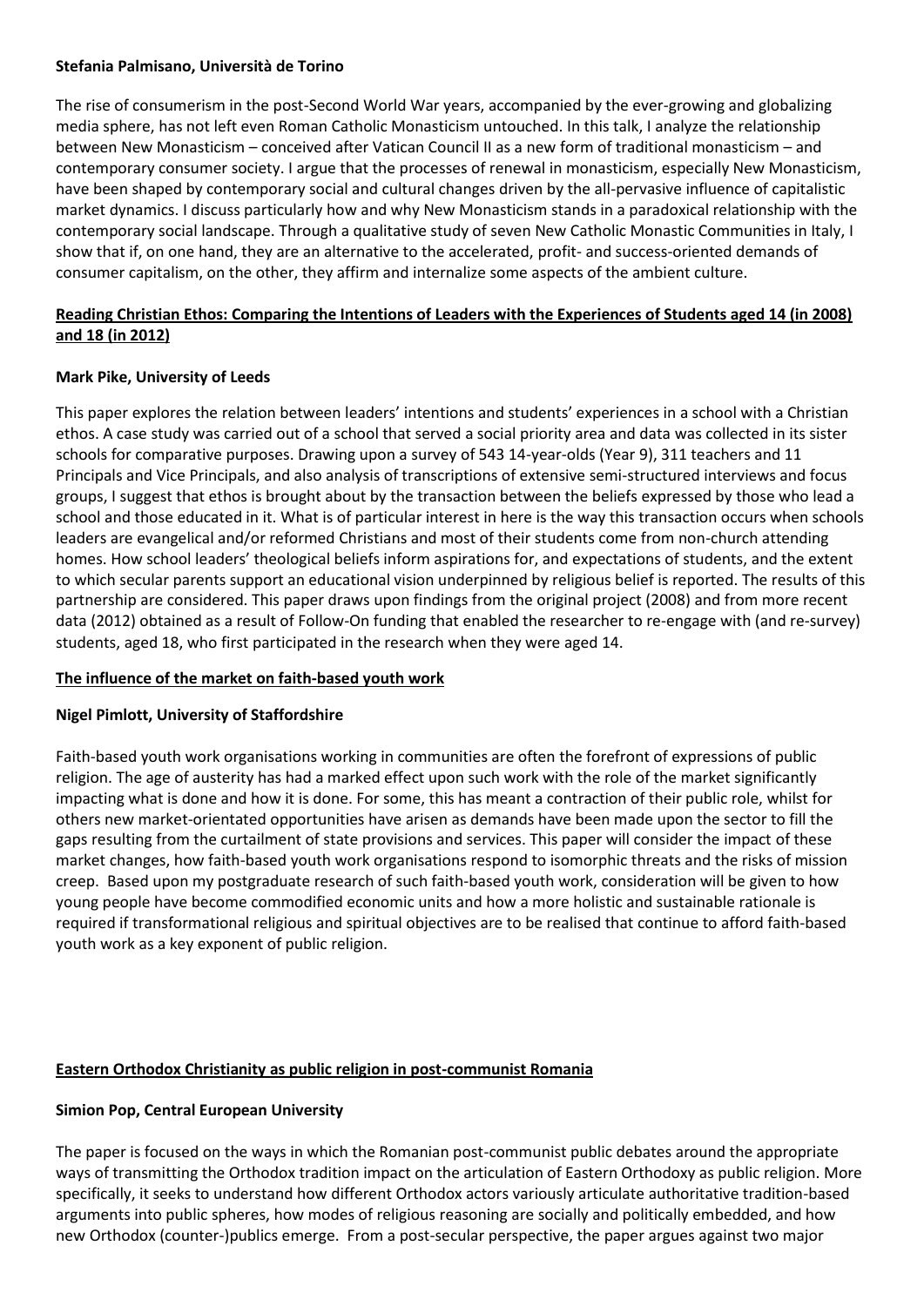**Stefania Palmisano, Università de Torino**

The rise of consumerism in the post-Second World War years, accompanied by the ever-growing and globalizing media sphere, has not left even Roman Catholic Monasticism untouched. In this talk, I analyze the relationship between New Monasticism – conceived after Vatican Council II as a new form of traditional monasticism – and contemporary consumer society. I argue that the processes of renewal in monasticism, especially New Monasticism, have been shaped by contemporary social and cultural changes driven by the all-pervasive influence of capitalistic market dynamics. I discuss particularly how and why New Monasticism stands in a paradoxical relationship with the contemporary social landscape. Through a qualitative study of seven New Catholic Monastic Communities in Italy, I show that if, on one hand, they are an alternative to the accelerated, profit- and success-oriented demands of consumer capitalism, on the other, they affirm and internalize some aspects of the ambient culture.

**Reading Christian Ethos: Comparing the Intentions of Leaders with the Experiences of Students aged 14 (in 2008) and 18 (in 2012)**

**Mark Pike, University of Leeds**

This paper explores the relation between leaders' intentions and students' experiences in a school with a Christian ethos. A case study was carried out of a school that served a social priority area and data was collected in its sister schools for comparative purposes. Drawing upon a survey of 543 14-year-olds (Year 9), 311 teachers and 11 Principals and Vice Principals, and also analysis of transcriptions of extensive semi-structured interviews and focus groups, I suggest that ethos is brought about by the transaction between the beliefs expressed by those who lead a school and those educated in it. What is of particular interest in here is the way this transaction occurs when schools leaders are evangelical and/or reformed Christians and most of their students come from non-church attending homes. How school leaders' theological beliefs inform aspirations for, and expectations of students, and the extent to which secular parents support an educational vision underpinned by religious belief is reported. The results of this partnership are considered. This paper draws upon findings from the original project (2008) and from more recent data (2012) obtained as a result of Follow-On funding that enabled the researcher to re-engage with (and re-survey) students, aged 18, who first participated in the research when they were aged 14.

**The influence of the market on faith-based youth work**

**Nigel Pimlott, University of Staffordshire**

Faith-based youth work organisations working in communities are often the forefront of expressions of public religion. The age of austerity has had a marked effect upon such work with the role of the market significantly impacting what is done and how it is done. For some, this has meant a contraction of their public role, whilst for others new market-orientated opportunities have arisen as demands have been made upon the sector to fill the gaps resulting from the curtailment of state provisions and services. This paper will consider the impact of these market changes, how faith-based youth work organisations respond to isomorphic threats and the risks of mission creep. Based upon my postgraduate research of such faith-based youth work, consideration will be given to how young people have become commodified economic units and how a more holistic and sustainable rationale is required if transformational religious and spiritual objectives are to be realised that continue to afford faith-based youth work as a key exponent of public religion.

**Eastern Orthodox Christianity as public religion in post-communist Romania**

**Simion Pop, Central European University**

The paper is focused on the ways in which the Romanian post-communist public debates around the appropriate ways of transmitting the Orthodox tradition impact on the articulation of Eastern Orthodoxy as public religion. More specifically, it seeks to understand how different Orthodox actors variously articulate authoritative tradition-based arguments into public spheres, how modes of religious reasoning are socially and politically embedded, and how new Orthodox (counter-)publics emerge. From a post-secular perspective, the paper argues against two major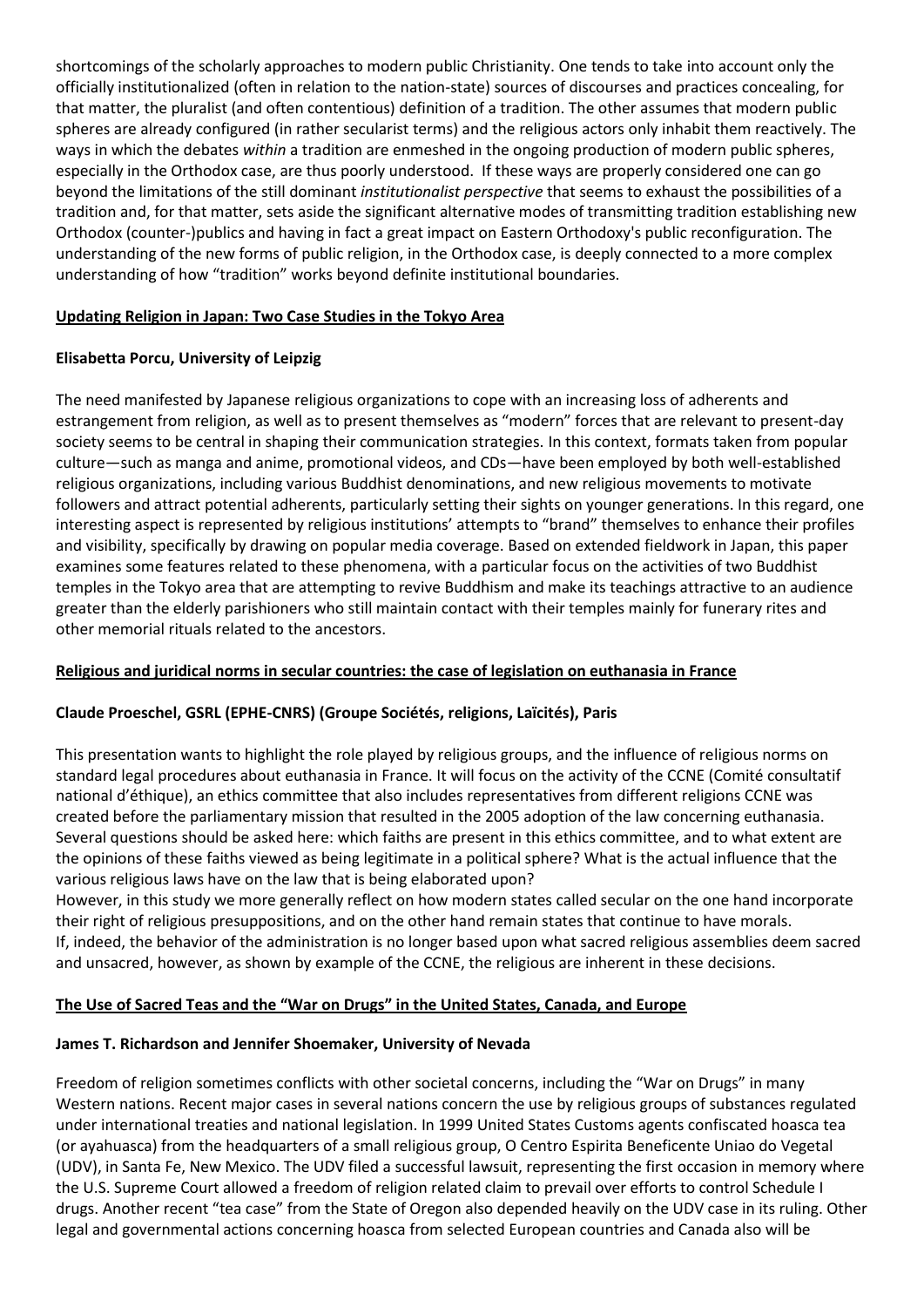shortcomings of the scholarly approaches to modern public Christianity. One tends to take into account only the officially institutionalized (often in relation to the nation-state) sources of discourses and practices concealing, for that matter, the pluralist (and often contentious) definition of a tradition. The other assumes that modern public spheres are already configured (in rather secularist terms) and the religious actors only inhabit them reactively. The ways in which the debates *within* a tradition are enmeshed in the ongoing production of modern public spheres, especially in the Orthodox case, are thus poorly understood. If these ways are properly considered one can go beyond the limitations of the still dominant *institutionalist perspective* that seems to exhaust the possibilities of a tradition and, for that matter, sets aside the significant alternative modes of transmitting tradition establishing new Orthodox (counter-)publics and having in fact a great impact on Eastern Orthodoxy's public reconfiguration. The understanding of the new forms of public religion, in the Orthodox case, is deeply connected to a more complex understanding of how "tradition" works beyond definite institutional boundaries.

**Updating Religion in Japan: Two Case Studies in the Tokyo Area**

**Elisabetta Porcu, University of Leipzig**

The need manifested by Japanese religious organizations to cope with an increasing loss of adherents and estrangement from religion, as well as to present themselves as "modern" forces that are relevant to present-day society seems to be central in shaping their communication strategies. In this context, formats taken from popular culture—such as manga and anime, promotional videos, and CDs—have been employed by both well-established religious organizations, including various Buddhist denominations, and new religious movements to motivate followers and attract potential adherents, particularly setting their sights on younger generations. In this regard, one interesting aspect is represented by religious institutions' attempts to "brand" themselves to enhance their profiles and visibility, specifically by drawing on popular media coverage. Based on extended fieldwork in Japan, this paper examines some features related to these phenomena, with a particular focus on the activities of two Buddhist temples in the Tokyo area that are attempting to revive Buddhism and make its teachings attractive to an audience greater than the elderly parishioners who still maintain contact with their temples mainly for funerary rites and other memorial rituals related to the ancestors.

**Religious and juridical norms in secular countries: the case of legislation on euthanasia in France**

**Claude Proeschel, GSRL (EPHE-CNRS) (Groupe Sociétés, religions, Laïcités), Paris**

This presentation wants to highlight the role played by religious groups, and the influence of religious norms on standard legal procedures about euthanasia in France. It will focus on the activity of the CCNE (Comité consultatif national d'éthique), an ethics committee that also includes representatives from different religions CCNE was created before the parliamentary mission that resulted in the 2005 adoption of the law concerning euthanasia. Several questions should be asked here: which faiths are present in this ethics committee, and to what extent are the opinions of these faiths viewed as being legitimate in a political sphere? What is the actual influence that the various religious laws have on the law that is being elaborated upon?

However, in this study we more generally reflect on how modern states called secular on the one hand incorporate their right of religious presuppositions, and on the other hand remain states that continue to have morals.

If, indeed, the behavior of the administration is no longer based upon what sacred religious assemblies deem sacred and unsacred, however, as shown by example of the CCNE, the religious are inherent in these decisions.

**The Use of Sacred Teas and the "War on Drugs" in the United States, Canada, and Europe**

**James T. Richardson and Jennifer Shoemaker, University of Nevada**

Freedom of religion sometimes conflicts with other societal concerns, including the "War on Drugs" in many Western nations. Recent major cases in several nations concern the use by religious groups of substances regulated under international treaties and national legislation. In 1999 United States Customs agents confiscated hoasca tea (or ayahuasca) from the headquarters of a small religious group, O Centro Espirita Beneficente Uniao do Vegetal (UDV), in Santa Fe, New Mexico. The UDV filed a successful lawsuit, representing the first occasion in memory where the U.S. Supreme Court allowed a freedom of religion related claim to prevail over efforts to control Schedule I drugs. Another recent "tea case" from the State of Oregon also depended heavily on the UDV case in its ruling. Other legal and governmental actions concerning hoasca from selected European countries and Canada also will be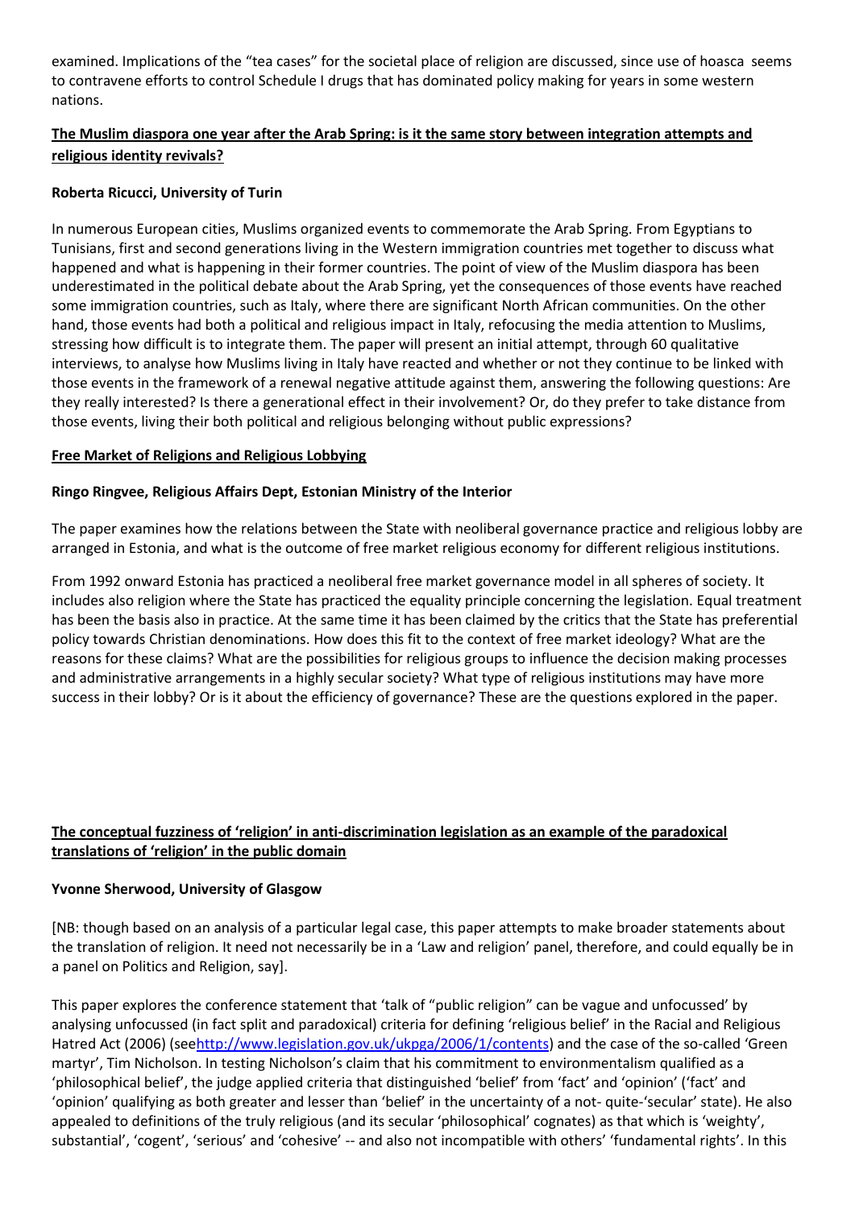examined. Implications of the "tea cases" for the societal place of religion are discussed, since use of hoasca seems to contravene efforts to control Schedule I drugs that has dominated policy making for years in some western nations.

## The Muslim diaspora one year after the Arab Spring: is it the same story between integration attempts and religious identity revivals?

**Roberta Ricucci, University of Turin**

In numerous European cities, Muslims organized events to commemorate the Arab Spring. From Egyptians to Tunisians, first and second generations living in the Western immigration countries met together to discuss what happened and what is happening in their former countries. The point of view of the Muslim diaspora has been underestimated in the political debate about the Arab Spring, yet the consequences of those events have reached some immigration countries, such as Italy, where there are significant North African communities. On the other hand, those events had both a political and religious impact in Italy, refocusing the media attention to Muslims, stressing how difficult is to integrate them. The paper will present an initial attempt, through 60 qualitative interviews, to analyse how Muslims living in Italy have reacted and whether or not they continue to be linked with those events in the framework of a renewal negative attitude against them, answering the following questions: Are they really interested? Is there a generational effect in their involvement? Or, do they prefer to take distance from those events, living their both political and religious belonging without public expressions?

## Free Market of Religions and Religious Lobbying

**Ringo Ringvee, Religious Affairs Dept, Estonian Ministry of the Interior**

The paper examines how the relations between the State with neoliberal governance practice and religious lobby are arranged in Estonia, and what is the outcome of free market religious economy for different religious institutions.

From 1992 onward Estonia has practiced a neoliberal free market governance model in all spheres of society. It includes also religion where the State has practiced the equality principle concerning the legislation. Equal treatment has been the basis also in practice. At the same time it has been claimed by the critics that the State has preferential policy towards Christian denominations. How does this fit to the context of free market ideology? What are the reasons for these claims? What are the possibilities for religious groups to influence the decision making processes and administrative arrangements in a highly secular society? What type of religious institutions may have more success in their lobby? Or is it about the efficiency of governance? These are the questions explored in the paper.

## The conceptual fuzziness of 'religion' in anti-discrimination legislation as an example of the paradoxical translations of 'religion' in the public domain

**Yvonne Sherwood, University of Glasgow**

[NB: though based on an analysis of a particular legal case, this paper attempts to make broader statements about the translation of religion. It need not necessarily be in a 'Law and religion' panel, therefore, and could equally be in a panel on Politics and Religion, say].

This paper explores the conference statement that 'talk of "public religion" can be vague and unfocussed' by analysing unfocussed (in fact split and paradoxical) criteria for defining 'religious belief' in the Racial and Religious Hatred Act (2006) (seehttp://www.legislation.gov.uk/ukpga/2006/1/contents) and the case of the so-called 'Green martyr', Tim Nicholson. In testing Nicholson's claim that his commitment to environmentalism qualified as a 'philosophical belief', the judge applied criteria that distinguished 'belief' from 'fact' and 'opinion' ('fact' and 'opinion' qualifying as both greater and lesser than 'belief' in the uncertainty of a not- quite-'secular' state). He also appealed to definitions of the truly religious (and its secular 'philosophical' cognates) as that which is 'weighty', substantial', 'cogent', 'serious' and 'cohesive' -- and also not incompatible with others' 'fundamental rights'. In this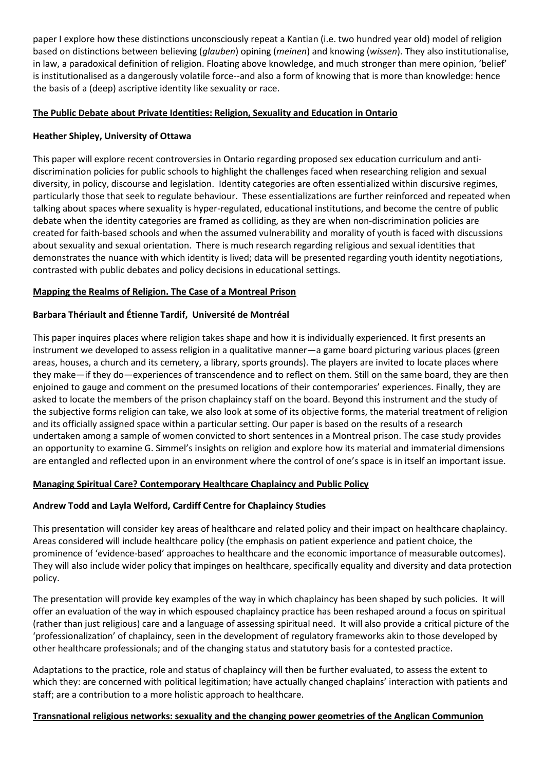paper I explore how these distinctions unconsciously repeat a Kantian (i.e. two hundred year old) model of religion based on distinctions between believing (*glauben*) opining (*meinen*) and knowing (*wissen*). They also institutionalise, in law, a paradoxical definition of religion. Floating above knowledge, and much stronger than mere opinion, 'belief' is institutionalised as a dangerously volatile force--and also a form of knowing that is more than knowledge: hence the basis of a (deep) ascriptive identity like sexuality or race.

**The Public Debate about Private Identities: Religion, Sexuality and Education in Ontario**

**Heather Shipley, University of Ottawa**

This paper will explore recent controversies in Ontario regarding proposed sex education curriculum and anti-discrimination policies for public schools to highlight the challenges faced when researching religion and sexual diversity, in policy, discourse and legislation. Identity categories are often essentialized within discursive regimes, particularly those that seek to regulate behaviour. These essentializations are further reinforced and repeated when talking about spaces where sexuality is hyper-regulated, educational institutions, and become the centre of public debate when the identity categories are framed as colliding, as they are when non-discrimination policies are created for faith-based schools and when the assumed vulnerability and morality of youth is faced with discussions about sexuality and sexual orientation. There is much research regarding religious and sexual identities that demonstrates the nuance with which identity is lived; data will be presented regarding youth identity negotiations, contrasted with public debates and policy decisions in educational settings.

**Mapping the Realms of Religion. The Case of a Montreal Prison**

**Barbara Thériault and Étienne Tardif, Université de Montréal**

This paper inquires places where religion takes shape and how it is individually experienced. It first presents an instrument we developed to assess religion in a qualitative manner—a game board picturing various places (green areas, houses, a church and its cemetery, a library, sports grounds). The players are invited to locate places where they make—if they do—experiences of transcendence and to reflect on them. Still on the same board, they are then enjoined to gauge and comment on the presumed locations of their contemporaries' experiences. Finally, they are asked to locate the members of the prison chaplaincy staff on the board. Beyond this instrument and the study of the subjective forms religion can take, we also look at some of its objective forms, the material treatment of religion and its officially assigned space within a particular setting. Our paper is based on the results of a research undertaken among a sample of women convicted to short sentences in a Montreal prison. The case study provides an opportunity to examine G. Simmel's insights on religion and explore how its material and immaterial dimensions are entangled and reflected upon in an environment where the control of one's space is in itself an important issue.

**Managing Spiritual Care? Contemporary Healthcare Chaplaincy and Public Policy**

**Andrew Todd and Layla Welford, Cardiff Centre for Chaplaincy Studies**

This presentation will consider key areas of healthcare and related policy and their impact on healthcare chaplaincy. Areas considered will include healthcare policy (the emphasis on patient experience and patient choice, the prominence of 'evidence-based' approaches to healthcare and the economic importance of measurable outcomes). They will also include wider policy that impinges on healthcare, specifically equality and diversity and data protection policy.

The presentation will provide key examples of the way in which chaplaincy has been shaped by such policies. It will offer an evaluation of the way in which espoused chaplaincy practice has been reshaped around a focus on spiritual (rather than just religious) care and a language of assessing spiritual need. It will also provide a critical picture of the 'professionalization' of chaplaincy, seen in the development of regulatory frameworks akin to those developed by other healthcare professionals; and of the changing status and statutory basis for a contested practice.

Adaptations to the practice, role and status of chaplaincy will then be further evaluated, to assess the extent to which they: are concerned with political legitimation; have actually changed chaplains' interaction with patients and staff; are a contribution to a more holistic approach to healthcare.

**Transnational religious networks: sexuality and the changing power geometries of the Anglican Communion**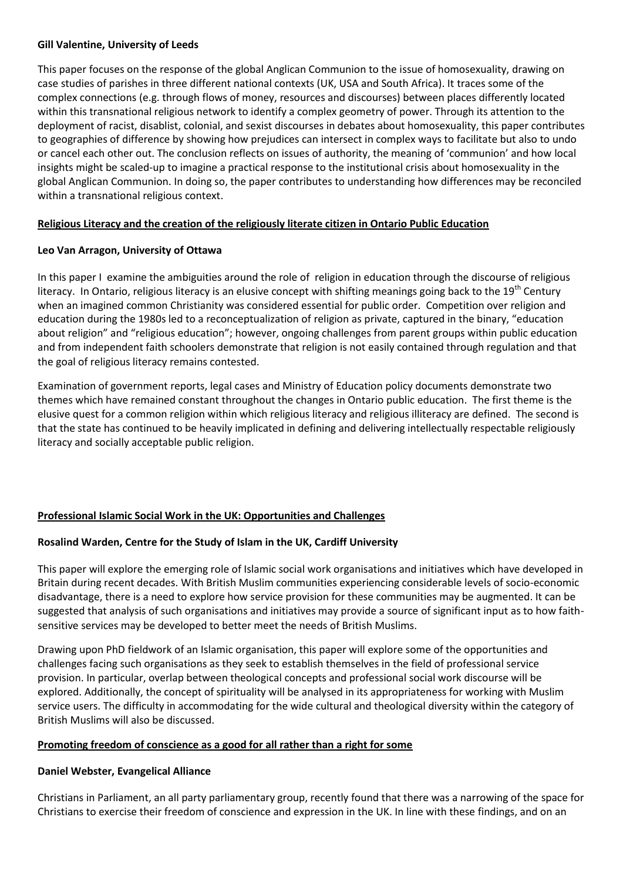**Gill Valentine, University of Leeds**

This paper focuses on the response of the global Anglican Communion to the issue of homosexuality, drawing on case studies of parishes in three different national contexts (UK, USA and South Africa). It traces some of the complex connections (e.g. through flows of money, resources and discourses) between places differently located within this transnational religious network to identify a complex geometry of power. Through its attention to the deployment of racist, disablist, colonial, and sexist discourses in debates about homosexuality, this paper contributes to geographies of difference by showing how prejudices can intersect in complex ways to facilitate but also to undo or cancel each other out. The conclusion reflects on issues of authority, the meaning of 'communion' and how local insights might be scaled-up to imagine a practical response to the institutional crisis about homosexuality in the global Anglican Communion. In doing so, the paper contributes to understanding how differences may be reconciled within a transnational religious context.

**Religious Literacy and the creation of the religiously literate citizen in Ontario Public Education**

**Leo Van Arragon, University of Ottawa**

In this paper I examine the ambiguities around the role of religion in education through the discourse of religious literacy. In Ontario, religious literacy is an elusive concept with shifting meanings going back to the 19th Century when an imagined common Christianity was considered essential for public order. Competition over religion and education during the 1980s led to a reconceptualization of religion as private, captured in the binary, "education about religion" and "religious education"; however, ongoing challenges from parent groups within public education and from independent faith schoolers demonstrate that religion is not easily contained through regulation and that the goal of religious literacy remains contested.

Examination of government reports, legal cases and Ministry of Education policy documents demonstrate two themes which have remained constant throughout the changes in Ontario public education. The first theme is the elusive quest for a common religion within which religious literacy and religious illiteracy are defined. The second is that the state has continued to be heavily implicated in defining and delivering intellectually respectable religiously literacy and socially acceptable public religion.

**Professional Islamic Social Work in the UK: Opportunities and Challenges**

**Rosalind Warden, Centre for the Study of Islam in the UK, Cardiff University**

This paper will explore the emerging role of Islamic social work organisations and initiatives which have developed in Britain during recent decades. With British Muslim communities experiencing considerable levels of socio-economic disadvantage, there is a need to explore how service provision for these communities may be augmented. It can be suggested that analysis of such organisations and initiatives may provide a source of significant input as to how faith-sensitive services may be developed to better meet the needs of British Muslims.

Drawing upon PhD fieldwork of an Islamic organisation, this paper will explore some of the opportunities and challenges facing such organisations as they seek to establish themselves in the field of professional service provision. In particular, overlap between theological concepts and professional social work discourse will be explored. Additionally, the concept of spirituality will be analysed in its appropriateness for working with Muslim service users. The difficulty in accommodating for the wide cultural and theological diversity within the category of British Muslims will also be discussed.

**Promoting freedom of conscience as a good for all rather than a right for some**

**Daniel Webster, Evangelical Alliance**

Christians in Parliament, an all party parliamentary group, recently found that there was a narrowing of the space for Christians to exercise their freedom of conscience and expression in the UK. In line with these findings, and on an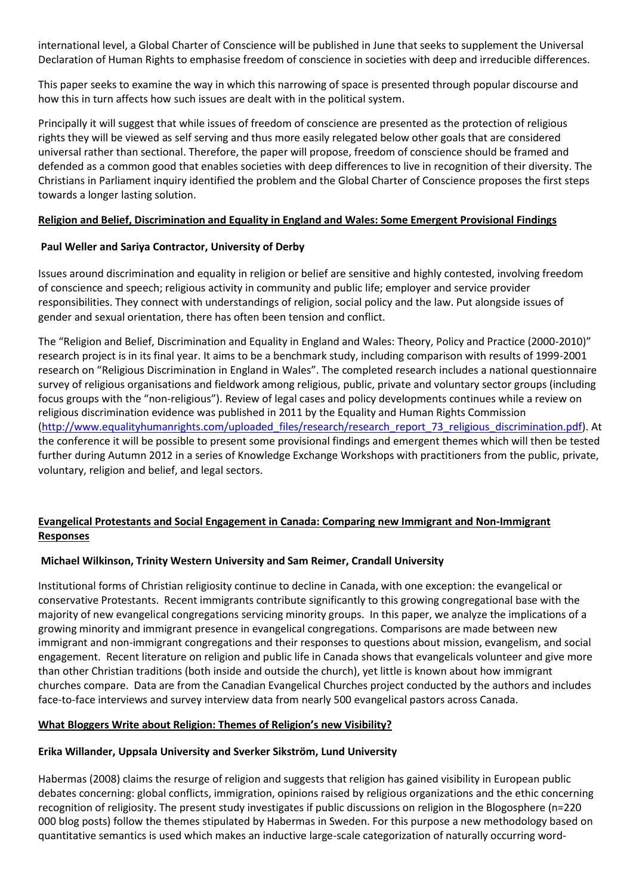international level, a Global Charter of Conscience will be published in June that seeks to supplement the Universal Declaration of Human Rights to emphasise freedom of conscience in societies with deep and irreducible differences.

This paper seeks to examine the way in which this narrowing of space is presented through popular discourse and how this in turn affects how such issues are dealt with in the political system.

Principally it will suggest that while issues of freedom of conscience are presented as the protection of religious rights they will be viewed as self serving and thus more easily relegated below other goals that are considered universal rather than sectional. Therefore, the paper will propose, freedom of conscience should be framed and defended as a common good that enables societies with deep differences to live in recognition of their diversity. The Christians in Parliament inquiry identified the problem and the Global Charter of Conscience proposes the first steps towards a longer lasting solution.

**Religion and Belief, Discrimination and Equality in England and Wales: Some Emergent Provisional Findings**

**Paul Weller and Sariya Contractor, University of Derby**

Issues around discrimination and equality in religion or belief are sensitive and highly contested, involving freedom of conscience and speech; religious activity in community and public life; employer and service provider responsibilities. They connect with understandings of religion, social policy and the law. Put alongside issues of gender and sexual orientation, there has often been tension and conflict.

The "Religion and Belief, Discrimination and Equality in England and Wales: Theory, Policy and Practice (2000-2010)" research project is in its final year. It aims to be a benchmark study, including comparison with results of 1999-2001 research on "Religious Discrimination in England in Wales". The completed research includes a national questionnaire survey of religious organisations and fieldwork among religious, public, private and voluntary sector groups (including focus groups with the "non-religious"). Review of legal cases and policy developments continues while a review on religious discrimination evidence was published in 2011 by the Equality and Human Rights Commission (http://www.equalityhumanrights.com/uploaded_files/research/research_report_73_religious_discrimination.pdf). At the conference it will be possible to present some provisional findings and emergent themes which will then be tested further during Autumn 2012 in a series of Knowledge Exchange Workshops with practitioners from the public, private, voluntary, religion and belief, and legal sectors.

**Evangelical Protestants and Social Engagement in Canada: Comparing new Immigrant and Non-Immigrant Responses**

**Michael Wilkinson, Trinity Western University and Sam Reimer, Crandall University**

Institutional forms of Christian religiosity continue to decline in Canada, with one exception: the evangelical or conservative Protestants. Recent immigrants contribute significantly to this growing congregational base with the majority of new evangelical congregations servicing minority groups. In this paper, we analyze the implications of a growing minority and immigrant presence in evangelical congregations. Comparisons are made between new immigrant and non-immigrant congregations and their responses to questions about mission, evangelism, and social engagement. Recent literature on religion and public life in Canada shows that evangelicals volunteer and give more than other Christian traditions (both inside and outside the church), yet little is known about how immigrant churches compare. Data are from the Canadian Evangelical Churches project conducted by the authors and includes face-to-face interviews and survey interview data from nearly 500 evangelical pastors across Canada.

**What Bloggers Write about Religion: Themes of Religion's new Visibility?**

**Erika Willander, Uppsala University and Sverker Sikström, Lund University**

Habermas (2008) claims the resurge of religion and suggests that religion has gained visibility in European public debates concerning: global conflicts, immigration, opinions raised by religious organizations and the ethic concerning recognition of religiosity. The present study investigates if public discussions on religion in the Blogosphere (n=220 000 blog posts) follow the themes stipulated by Habermas in Sweden. For this purpose a new methodology based on quantitative semantics is used which makes an inductive large-scale categorization of naturally occurring word-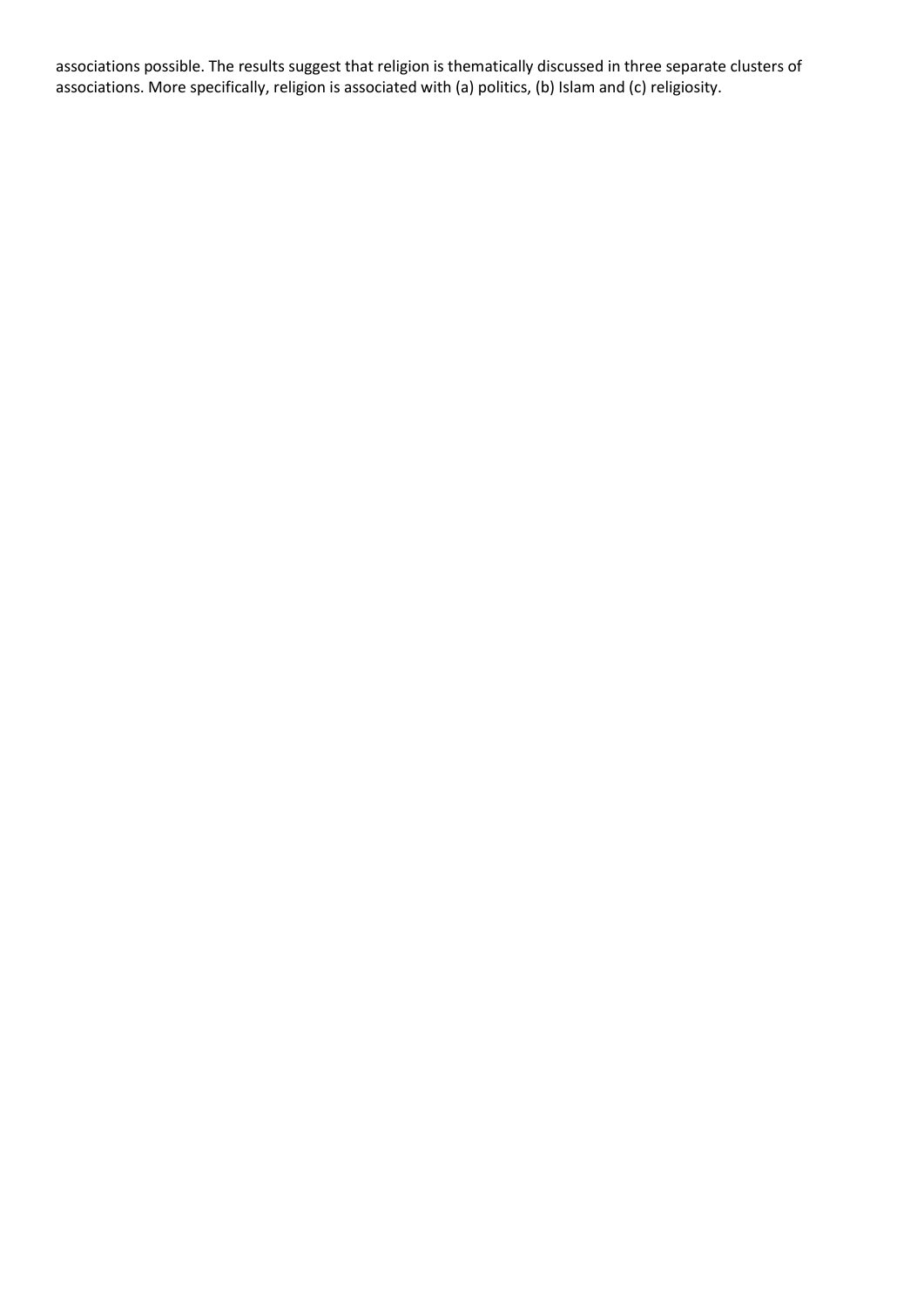associations possible. The results suggest that religion is thematically discussed in three separate clusters of associations. More specifically, religion is associated with (a) politics, (b) Islam and (c) religiosity.